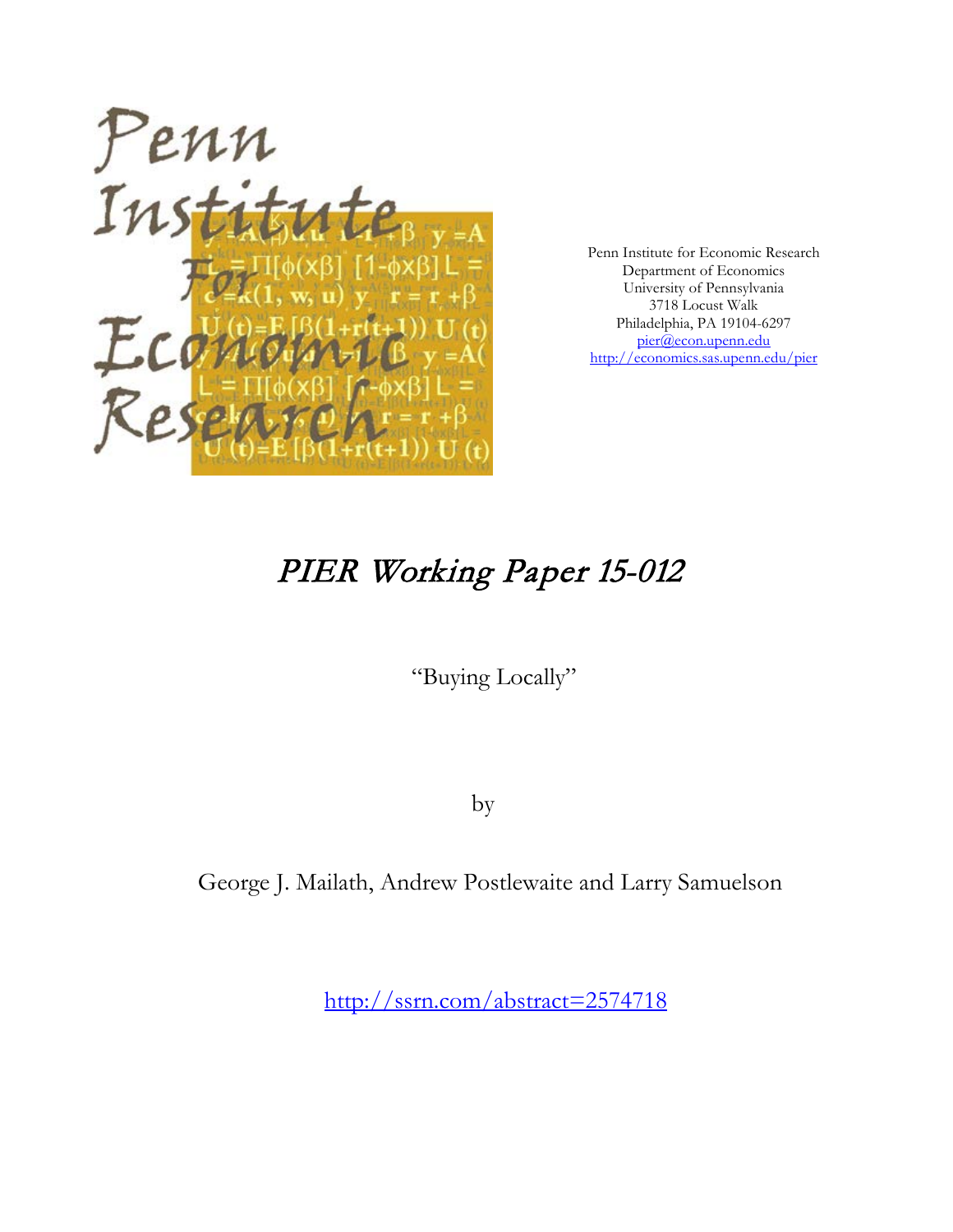Penn Institute for Economic Research
Department of Economics
University of Pennsylvania
3718 Locust Walk
Philadelphia, PA 19104-6297
pier@econ.upenn.edu
http://economics.sas.upenn.edu/pier

# *PIER Working Paper 15-012*

"Buying Locally"

by

George J. Mailath, Andrew Postlewaite and Larry Samuelson

http://ssrn.com/abstract=2574718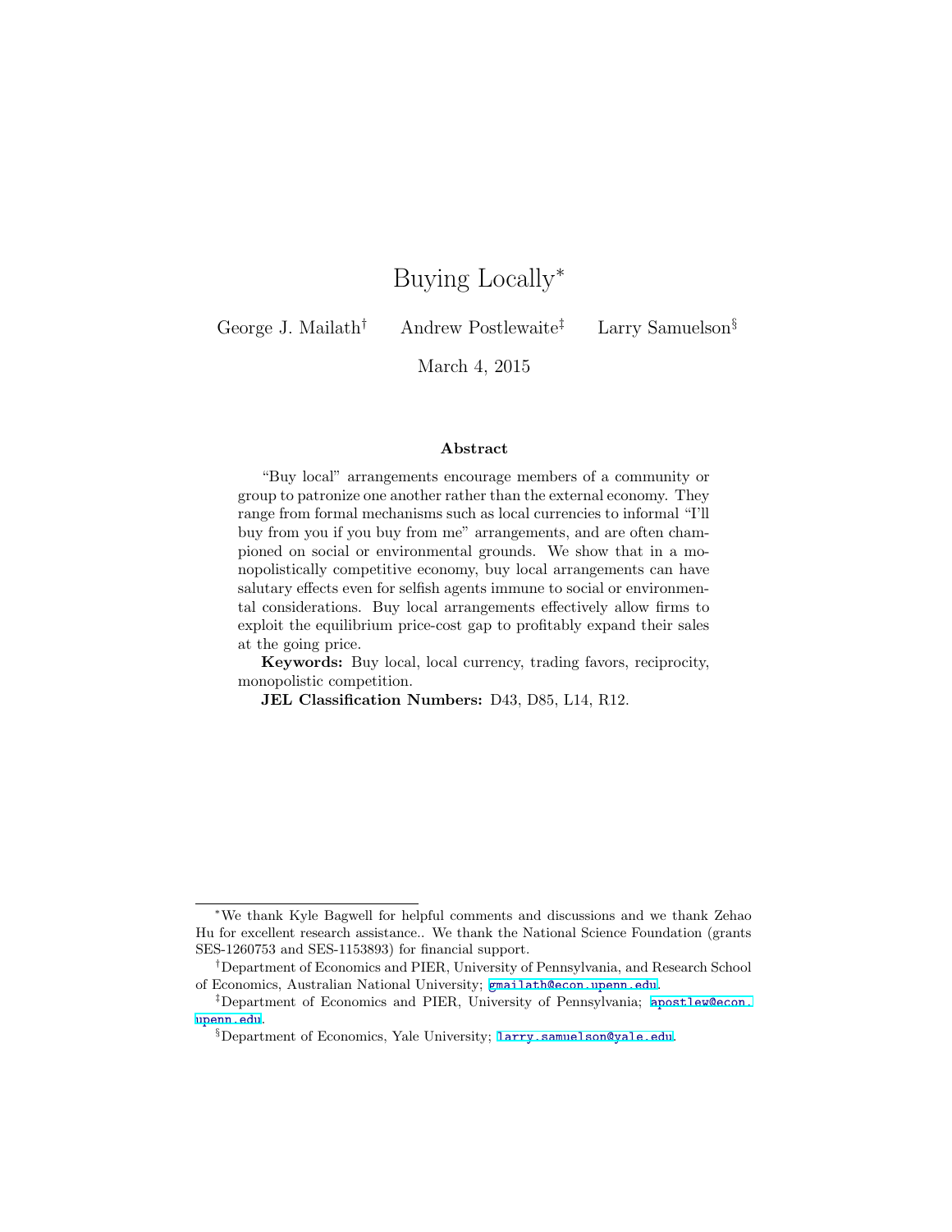# Buying Locally*

George J. Mailath[†] Andrew Postlewaite[‡] Larry Samuelson[§]

March 4, 2015

### Abstract

"Buy local" arrangements encourage members of a community or group to patronize one another rather than the external economy. They range from formal mechanisms such as local currencies to informal "I'll buy from you if you buy from me" arrangements, and are often championed on social or environmental grounds. We show that in a monopolistically competitive economy, buy local arrangements can have salutary effects even for selfish agents immune to social or environmental considerations. Buy local arrangements effectively allow firms to exploit the equilibrium price-cost gap to profitably expand their sales at the going price.

**Keywords:** Buy local, local currency, trading favors, reciprocity, monopolistic competition.

**JEL Classification Numbers:** D43, D85, L14, R12.

---

*We thank Kyle Bagwell for helpful comments and discussions and we thank Zehao Hu for excellent research assistance.. We thank the National Science Foundation (grants SES-1260753 and SES-1153893) for financial support.

[†]Department of Economics and PIER, University of Pennsylvania, and Research School of Economics, Australian National University; gmailath@econ.upenn.edu.

[‡]Department of Economics and PIER, University of Pennsylvania; apostlew@econ.upenn.edu.

[§]Department of Economics, Yale University; larry.samuelson@yale.edu.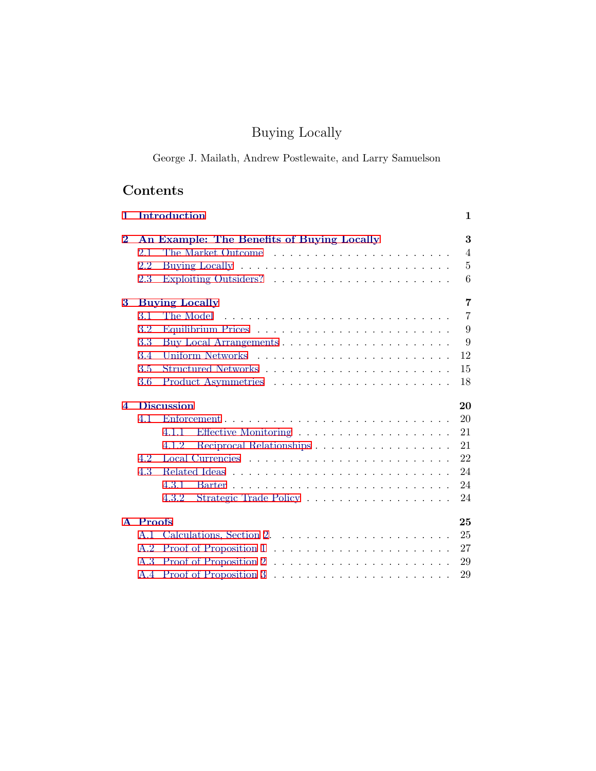# Buying Locally

George J. Mailath, Andrew Postlewaite, and Larry Samuelson

## Contents

**1 Introduction** **1**

**2 An Example: The Benefits of Buying Locally** **3**
- 2.1 The Market Outcome . . . . . . . . . . . . . . . . . . . . . . . 4
- 2.2 Buying Locally . . . . . . . . . . . . . . . . . . . . . . . 5
- 2.3 Exploiting Outsiders? . . . . . . . . . . . . . . . . . . . . . . . 6

**3 Buying Locally** **7**
- 3.1 The Model . . . . . . . . . . . . . . . . . . . . . . . 7
- 3.2 Equilibrium Prices . . . . . . . . . . . . . . . . . . . . . . . 9
- 3.3 Buy Local Arrangements . . . . . . . . . . . . . . . . . . . . . . . 9
- 3.4 Uniform Networks . . . . . . . . . . . . . . . . . . . . . . . 12
- 3.5 Structured Networks . . . . . . . . . . . . . . . . . . . . . . . 15
- 3.6 Product Asymmetries . . . . . . . . . . . . . . . . . . . . . . . 18

**4 Discussion** **20**
- 4.1 Enforcement . . . . . . . . . . . . . . . . . . . . . . . 20
  - 4.1.1 Effective Monitoring . . . . . . . . . . . . . . . . . . . . . . . 21
  - 4.1.2 Reciprocal Relationships . . . . . . . . . . . . . . . . . . . . . . . 21
- 4.2 Local Currencies . . . . . . . . . . . . . . . . . . . . . . . 22
- 4.3 Related Ideas . . . . . . . . . . . . . . . . . . . . . . . 24
  - 4.3.1 Barter . . . . . . . . . . . . . . . . . . . . . . . 24
  - 4.3.2 Strategic Trade Policy . . . . . . . . . . . . . . . . . . . . . . . 24

**A Proofs** **25**
- A.1 Calculations, Section 2. . . . . . . . . . . . . . . . . . . . . . . . 25
- A.2 Proof of Proposition 1 . . . . . . . . . . . . . . . . . . . . . . . 27
- A.3 Proof of Proposition 2 . . . . . . . . . . . . . . . . . . . . . . . 29
- A.4 Proof of Proposition 3 . . . . . . . . . . . . . . . . . . . . . . . 29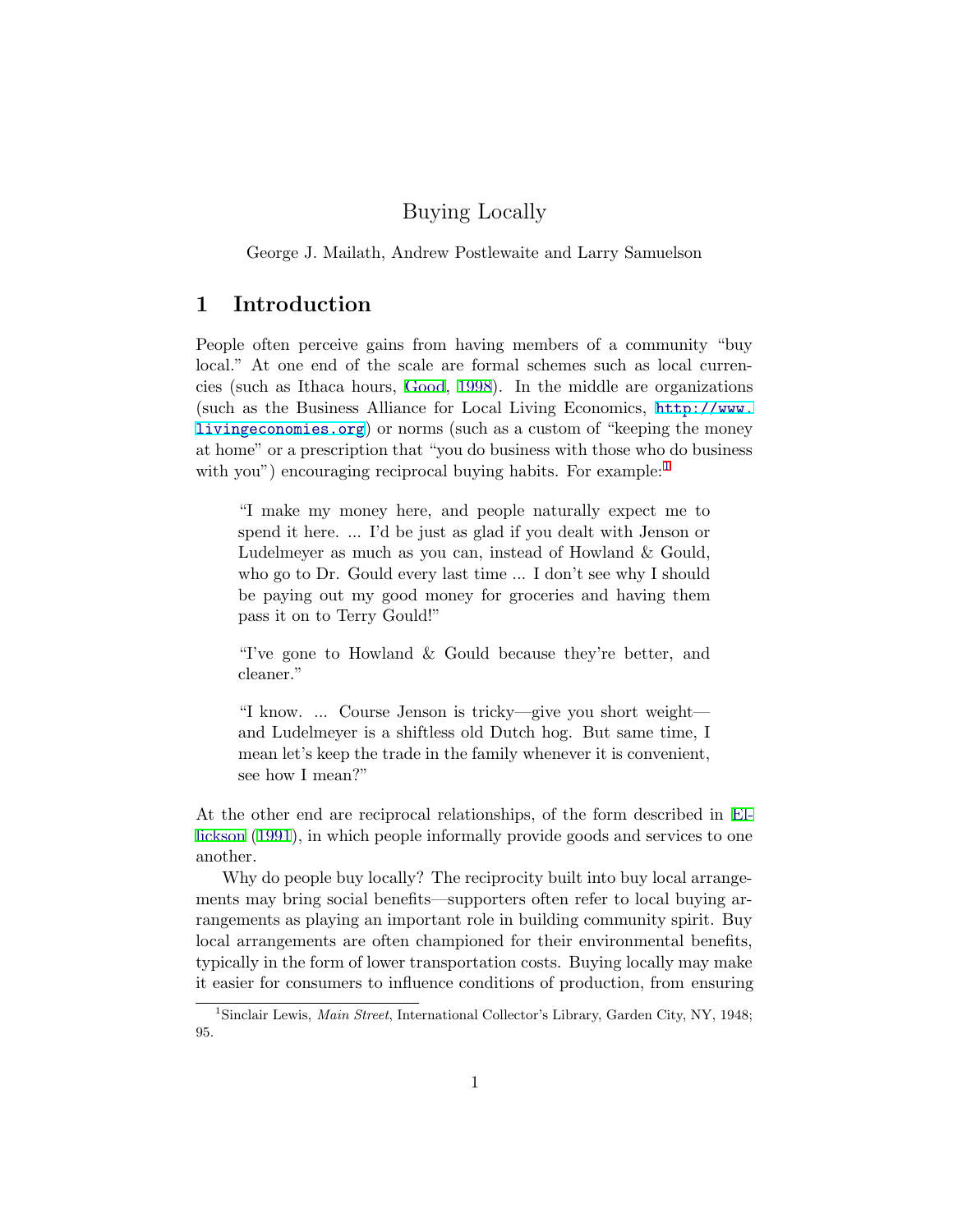# Buying Locally

George J. Mailath, Andrew Postlewaite and Larry Samuelson

## 1 Introduction

People often perceive gains from having members of a community "buy local." At one end of the scale are formal schemes such as local currencies (such as Ithaca hours, Good, 1998). In the middle are organizations (such as the Business Alliance for Local Living Economics, http://www.livingeconomies.org) or norms (such as a custom of "keeping the money at home" or a prescription that "you do business with those who do business with you") encouraging reciprocal buying habits. For example:[1]

> "I make my money here, and people naturally expect me to spend it here. ... I'd be just as glad if you dealt with Jenson or Ludelmeyer as much as you can, instead of Howland & Gould, who go to Dr. Gould every last time ... I don't see why I should be paying out my good money for groceries and having them pass it on to Terry Gould!"
>
> "I've gone to Howland & Gould because they're better, and cleaner."
>
> "I know. ... Course Jenson is tricky—give you short weight—and Ludelmeyer is a shiftless old Dutch hog. But same time, I mean let's keep the trade in the family whenever it is convenient, see how I mean?"

At the other end are reciprocal relationships, of the form described in Ellickson (1991), in which people informally provide goods and services to one another.

Why do people buy locally? The reciprocity built into buy local arrangements may bring social benefits—supporters often refer to local buying arrangements as playing an important role in building community spirit. Buy local arrangements are often championed for their environmental benefits, typically in the form of lower transportation costs. Buying locally may make it easier for consumers to influence conditions of production, from ensuring

[1] Sinclair Lewis, *Main Street*, International Collector's Library, Garden City, NY, 1948; 95.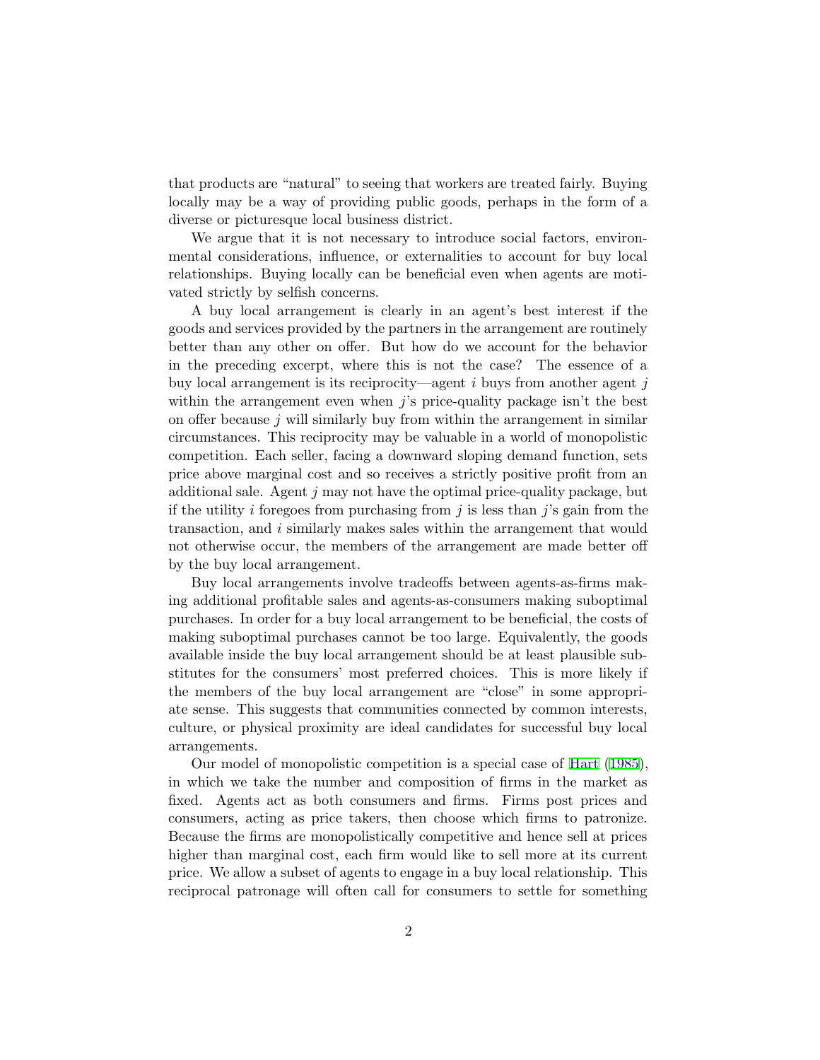that products are "natural" to seeing that workers are treated fairly. Buying locally may be a way of providing public goods, perhaps in the form of a diverse or picturesque local business district.

We argue that it is not necessary to introduce social factors, environmental considerations, influence, or externalities to account for buy local relationships. Buying locally can be beneficial even when agents are motivated strictly by selfish concerns.

A buy local arrangement is clearly in an agent's best interest if the goods and services provided by the partners in the arrangement are routinely better than any other on offer. But how do we account for the behavior in the preceding excerpt, where this is not the case? The essence of a buy local arrangement is its reciprocity—agent $i$ buys from another agent $j$ within the arrangement even when $j$'s price-quality package isn't the best on offer because $j$ will similarly buy from within the arrangement in similar circumstances. This reciprocity may be valuable in a world of monopolistic competition. Each seller, facing a downward sloping demand function, sets price above marginal cost and so receives a strictly positive profit from an additional sale. Agent $j$ may not have the optimal price-quality package, but if the utility $i$ foregoes from purchasing from $j$ is less than $j$'s gain from the transaction, and $i$ similarly makes sales within the arrangement that would not otherwise occur, the members of the arrangement are made better off by the buy local arrangement.

Buy local arrangements involve tradeoffs between agents-as-firms making additional profitable sales and agents-as-consumers making suboptimal purchases. In order for a buy local arrangement to be beneficial, the costs of making suboptimal purchases cannot be too large. Equivalently, the goods available inside the buy local arrangement should be at least plausible substitutes for the consumers' most preferred choices. This is more likely if the members of the buy local arrangement are "close" in some appropriate sense. This suggests that communities connected by common interests, culture, or physical proximity are ideal candidates for successful buy local arrangements.

Our model of monopolistic competition is a special case of Hart (1985), in which we take the number and composition of firms in the market as fixed. Agents act as both consumers and firms. Firms post prices and consumers, acting as price takers, then choose which firms to patronize. Because the firms are monopolistically competitive and hence sell at prices higher than marginal cost, each firm would like to sell more at its current price. We allow a subset of agents to engage in a buy local relationship. This reciprocal patronage will often call for consumers to settle for something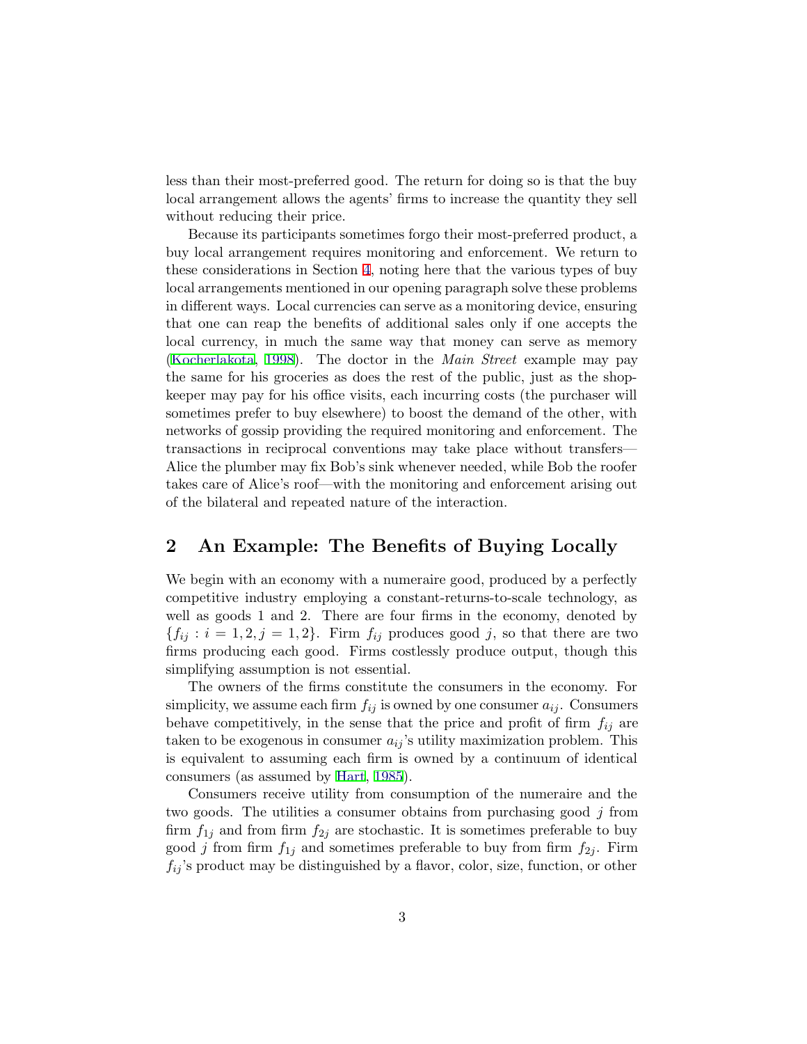less than their most-preferred good. The return for doing so is that the buy local arrangement allows the agents' firms to increase the quantity they sell without reducing their price.

Because its participants sometimes forgo their most-preferred product, a buy local arrangement requires monitoring and enforcement. We return to these considerations in Section 4, noting here that the various types of buy local arrangements mentioned in our opening paragraph solve these problems in different ways. Local currencies can serve as a monitoring device, ensuring that one can reap the benefits of additional sales only if one accepts the local currency, in much the same way that money can serve as memory (Kocherlakota, 1998). The doctor in the *Main Street* example may pay the same for his groceries as does the rest of the public, just as the shopkeeper may pay for his office visits, each incurring costs (the purchaser will sometimes prefer to buy elsewhere) to boost the demand of the other, with networks of gossip providing the required monitoring and enforcement. The transactions in reciprocal conventions may take place without transfers—Alice the plumber may fix Bob's sink whenever needed, while Bob the roofer takes care of Alice's roof—with the monitoring and enforcement arising out of the bilateral and repeated nature of the interaction.

## 2 An Example: The Benefits of Buying Locally

We begin with an economy with a numeraire good, produced by a perfectly competitive industry employing a constant-returns-to-scale technology, as well as goods 1 and 2. There are four firms in the economy, denoted by $\{f_{ij} : i = 1, 2, j = 1, 2\}$. Firm $f_{ij}$ produces good $j$, so that there are two firms producing each good. Firms costlessly produce output, though this simplifying assumption is not essential.

The owners of the firms constitute the consumers in the economy. For simplicity, we assume each firm $f_{ij}$ is owned by one consumer $a_{ij}$. Consumers behave competitively, in the sense that the price and profit of firm $f_{ij}$ are taken to be exogenous in consumer $a_{ij}$'s utility maximization problem. This is equivalent to assuming each firm is owned by a continuum of identical consumers (as assumed by Hart, 1985).

Consumers receive utility from consumption of the numeraire and the two goods. The utilities a consumer obtains from purchasing good $j$ from firm $f_{1j}$ and from firm $f_{2j}$ are stochastic. It is sometimes preferable to buy good $j$ from firm $f_{1j}$ and sometimes preferable to buy from firm $f_{2j}$. Firm $f_{ij}$'s product may be distinguished by a flavor, color, size, function, or other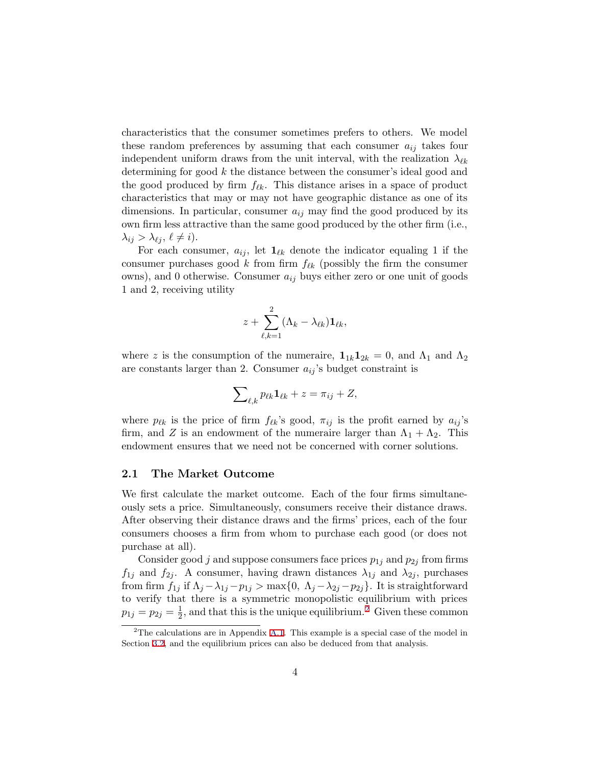characteristics that the consumer sometimes prefers to others. We model these random preferences by assuming that each consumer $a_{ij}$ takes four independent uniform draws from the unit interval, with the realization $\lambda_{\ell k}$ determining for good $k$ the distance between the consumer's ideal good and the good produced by firm $f_{\ell k}$. This distance arises in a space of product characteristics that may or may not have geographic distance as one of its dimensions. In particular, consumer $a_{ij}$ may find the good produced by its own firm less attractive than the same good produced by the other firm (i.e., $\lambda_{ij} > \lambda_{\ell j}$, $\ell \neq i$).

For each consumer, $a_{ij}$, let $\mathbf{1}_{\ell k}$ denote the indicator equaling 1 if the consumer purchases good $k$ from firm $f_{\ell k}$ (possibly the firm the consumer owns), and 0 otherwise. Consumer $a_{ij}$ buys either zero or one unit of goods 1 and 2, receiving utility

$$z + \sum_{\ell,k=1}^{2} (\Lambda_k - \lambda_{\ell k})\mathbf{1}_{\ell k},$$

where $z$ is the consumption of the numeraire, $\mathbf{1}_{1k}\mathbf{1}_{2k} = 0$, and $\Lambda_1$ and $\Lambda_2$ are constants larger than 2. Consumer $a_{ij}$'s budget constraint is

$$\sum\nolimits_{\ell,k} p_{\ell k}\mathbf{1}_{\ell k} + z = \pi_{ij} + Z,$$

where $p_{\ell k}$ is the price of firm $f_{\ell k}$'s good, $\pi_{ij}$ is the profit earned by $a_{ij}$'s firm, and $Z$ is an endowment of the numeraire larger than $\Lambda_1 + \Lambda_2$. This endowment ensures that we need not be concerned with corner solutions.

### 2.1 The Market Outcome

We first calculate the market outcome. Each of the four firms simultaneously sets a price. Simultaneously, consumers receive their distance draws. After observing their distance draws and the firms' prices, each of the four consumers chooses a firm from whom to purchase each good (or does not purchase at all).

Consider good $j$ and suppose consumers face prices $p_{1j}$ and $p_{2j}$ from firms $f_{1j}$ and $f_{2j}$. A consumer, having drawn distances $\lambda_{1j}$ and $\lambda_{2j}$, purchases from firm $f_{1j}$ if $\Lambda_j - \lambda_{1j} - p_{1j} > \max\{0,\ \Lambda_j - \lambda_{2j} - p_{2j}\}$. It is straightforward to verify that there is a symmetric monopolistic equilibrium with prices $p_{1j} = p_{2j} = \frac{1}{2}$, and that this is the unique equilibrium.[2] Given these common

[2] The calculations are in Appendix A.1. This example is a special case of the model in Section 3.2, and the equilibrium prices can also be deduced from that analysis.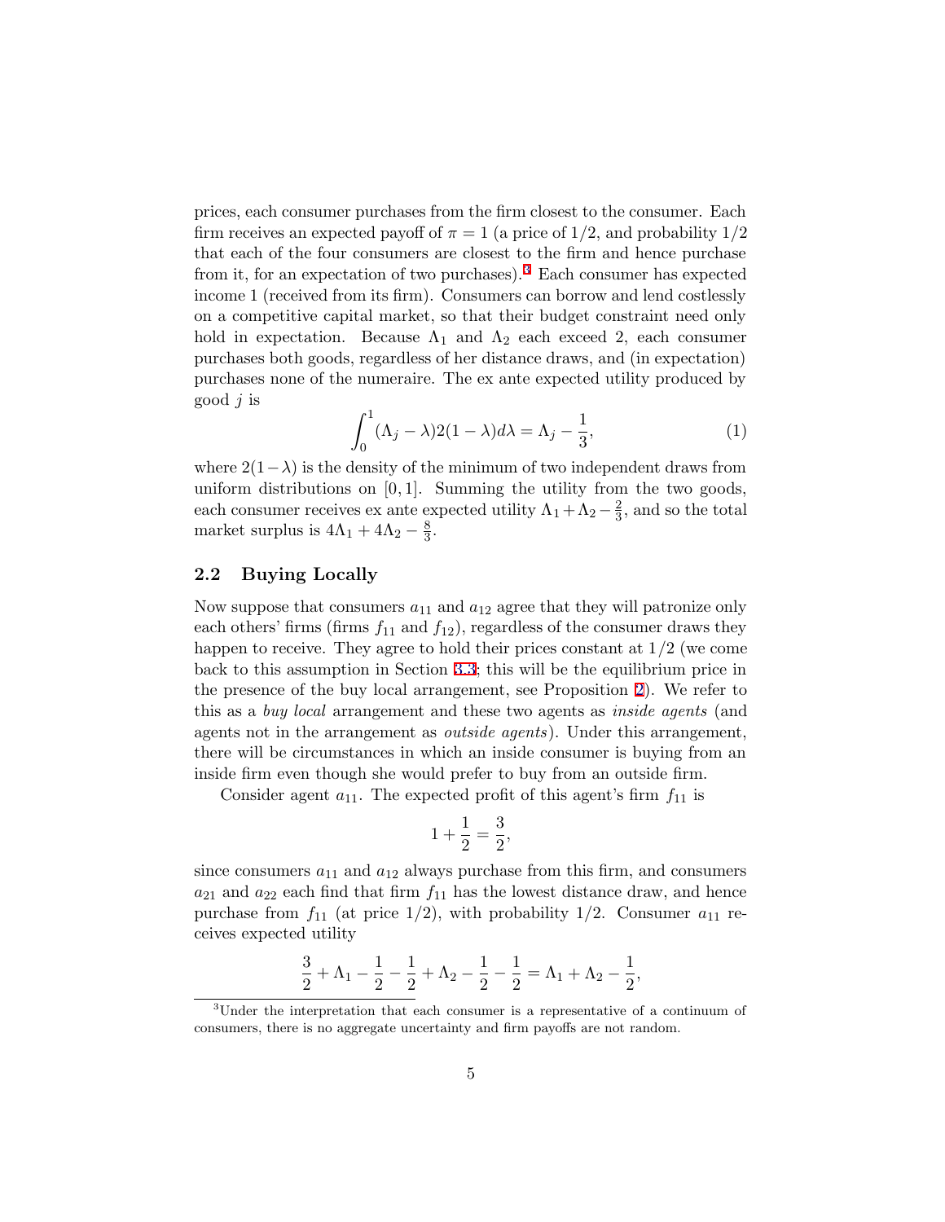prices, each consumer purchases from the firm closest to the consumer. Each firm receives an expected payoff of $\pi = 1$ (a price of $1/2$, and probability $1/2$ that each of the four consumers are closest to the firm and hence purchase from it, for an expectation of two purchases).[3] Each consumer has expected income 1 (received from its firm). Consumers can borrow and lend costlessly on a competitive capital market, so that their budget constraint need only hold in expectation. Because $\Lambda_1$ and $\Lambda_2$ each exceed 2, each consumer purchases both goods, regardless of her distance draws, and (in expectation) purchases none of the numeraire. The ex ante expected utility produced by good $j$ is

$$\int_0^1 (\Lambda_j - \lambda) 2(1-\lambda) d\lambda = \Lambda_j - \frac{1}{3}, \tag{1}$$

where $2(1-\lambda)$ is the density of the minimum of two independent draws from uniform distributions on $[0,1]$. Summing the utility from the two goods, each consumer receives ex ante expected utility $\Lambda_1 + \Lambda_2 - \frac{2}{3}$, and so the total market surplus is $4\Lambda_1 + 4\Lambda_2 - \frac{8}{3}$.

## 2.2 Buying Locally

Now suppose that consumers $a_{11}$ and $a_{12}$ agree that they will patronize only each others' firms (firms $f_{11}$ and $f_{12}$), regardless of the consumer draws they happen to receive. They agree to hold their prices constant at $1/2$ (we come back to this assumption in Section 3.3; this will be the equilibrium price in the presence of the buy local arrangement, see Proposition 2). We refer to this as a *buy local* arrangement and these two agents as *inside agents* (and agents not in the arrangement as *outside agents*). Under this arrangement, there will be circumstances in which an inside consumer is buying from an inside firm even though she would prefer to buy from an outside firm.

Consider agent $a_{11}$. The expected profit of this agent's firm $f_{11}$ is

$$1 + \frac{1}{2} = \frac{3}{2},$$

since consumers $a_{11}$ and $a_{12}$ always purchase from this firm, and consumers $a_{21}$ and $a_{22}$ each find that firm $f_{11}$ has the lowest distance draw, and hence purchase from $f_{11}$ (at price $1/2$), with probability $1/2$. Consumer $a_{11}$ receives expected utility

$$\frac{3}{2} + \Lambda_1 - \frac{1}{2} - \frac{1}{2} + \Lambda_2 - \frac{1}{2} - \frac{1}{2} = \Lambda_1 + \Lambda_2 - \frac{1}{2},$$

[3] Under the interpretation that each consumer is a representative of a continuum of consumers, there is no aggregate uncertainty and firm payoffs are not random.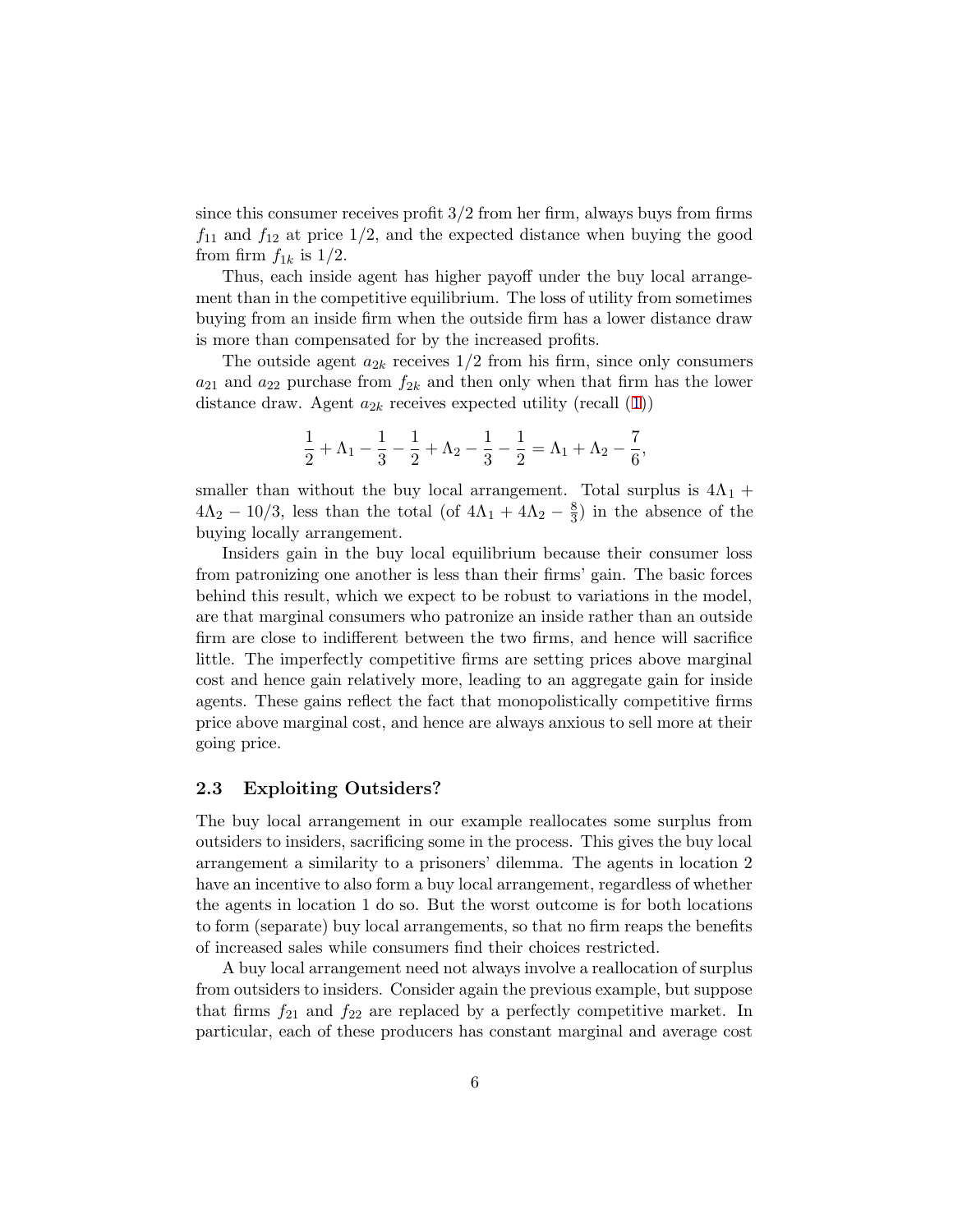since this consumer receives profit $3/2$ from her firm, always buys from firms $f_{11}$ and $f_{12}$ at price $1/2$, and the expected distance when buying the good from firm $f_{1k}$ is $1/2$.

Thus, each inside agent has higher payoff under the buy local arrangement than in the competitive equilibrium. The loss of utility from sometimes buying from an inside firm when the outside firm has a lower distance draw is more than compensated for by the increased profits.

The outside agent $a_{2k}$ receives $1/2$ from his firm, since only consumers $a_{21}$ and $a_{22}$ purchase from $f_{2k}$ and then only when that firm has the lower distance draw. Agent $a_{2k}$ receives expected utility (recall (1))

$$\frac{1}{2} + \Lambda_1 - \frac{1}{3} - \frac{1}{2} + \Lambda_2 - \frac{1}{3} - \frac{1}{2} = \Lambda_1 + \Lambda_2 - \frac{7}{6},$$

smaller than without the buy local arrangement. Total surplus is $4\Lambda_1 + 4\Lambda_2 - 10/3$, less than the total (of $4\Lambda_1 + 4\Lambda_2 - \frac{8}{3}$) in the absence of the buying locally arrangement.

Insiders gain in the buy local equilibrium because their consumer loss from patronizing one another is less than their firms' gain. The basic forces behind this result, which we expect to be robust to variations in the model, are that marginal consumers who patronize an inside rather than an outside firm are close to indifferent between the two firms, and hence will sacrifice little. The imperfectly competitive firms are setting prices above marginal cost and hence gain relatively more, leading to an aggregate gain for inside agents. These gains reflect the fact that monopolistically competitive firms price above marginal cost, and hence are always anxious to sell more at their going price.

## 2.3 Exploiting Outsiders?

The buy local arrangement in our example reallocates some surplus from outsiders to insiders, sacrificing some in the process. This gives the buy local arrangement a similarity to a prisoners' dilemma. The agents in location 2 have an incentive to also form a buy local arrangement, regardless of whether the agents in location 1 do so. But the worst outcome is for both locations to form (separate) buy local arrangements, so that no firm reaps the benefits of increased sales while consumers find their choices restricted.

A buy local arrangement need not always involve a reallocation of surplus from outsiders to insiders. Consider again the previous example, but suppose that firms $f_{21}$ and $f_{22}$ are replaced by a perfectly competitive market. In particular, each of these producers has constant marginal and average cost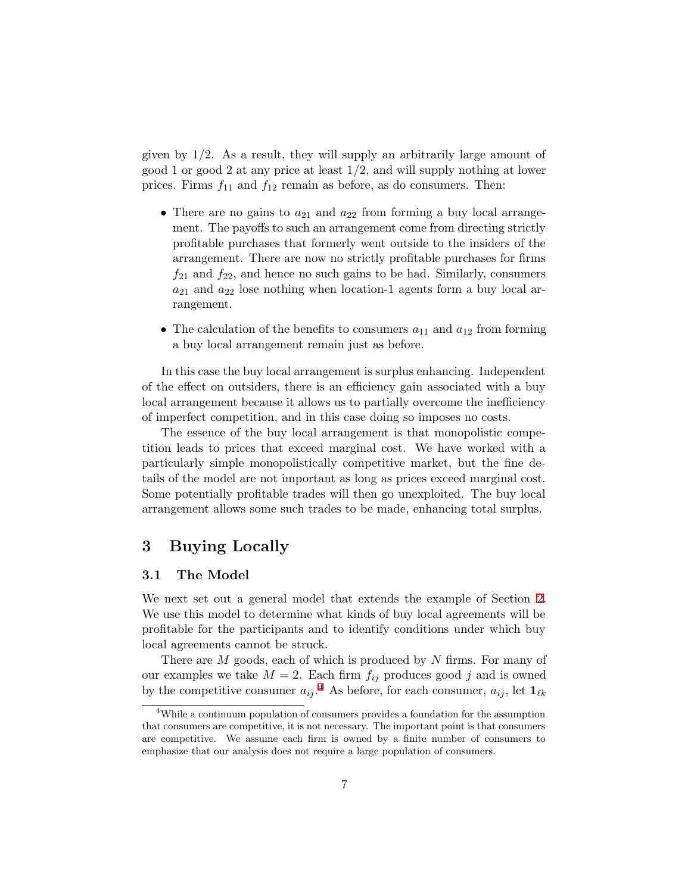given by 1/2. As a result, they will supply an arbitrarily large amount of good 1 or good 2 at any price at least 1/2, and will supply nothing at lower prices. Firms $f_{11}$ and $f_{12}$ remain as before, as do consumers. Then:

- There are no gains to $a_{21}$ and $a_{22}$ from forming a buy local arrangement. The payoffs to such an arrangement come from directing strictly profitable purchases that formerly went outside to the insiders of the arrangement. There are now no strictly profitable purchases for firms $f_{21}$ and $f_{22}$, and hence no such gains to be had. Similarly, consumers $a_{21}$ and $a_{22}$ lose nothing when location-1 agents form a buy local arrangement.
- The calculation of the benefits to consumers $a_{11}$ and $a_{12}$ from forming a buy local arrangement remain just as before.

In this case the buy local arrangement is surplus enhancing. Independent of the effect on outsiders, there is an efficiency gain associated with a buy local arrangement because it allows us to partially overcome the inefficiency of imperfect competition, and in this case doing so imposes no costs.

The essence of the buy local arrangement is that monopolistic competition leads to prices that exceed marginal cost. We have worked with a particularly simple monopolistically competitive market, but the fine details of the model are not important as long as prices exceed marginal cost. Some potentially profitable trades will then go unexploited. The buy local arrangement allows some such trades to be made, enhancing total surplus.

# 3 Buying Locally

## 3.1 The Model

We next set out a general model that extends the example of Section 2. We use this model to determine what kinds of buy local agreements will be profitable for the participants and to identify conditions under which buy local agreements cannot be struck.

There are $M$ goods, each of which is produced by $N$ firms. For many of our examples we take $M = 2$. Each firm $f_{ij}$ produces good $j$ and is owned by the competitive consumer $a_{ij}$.[4] As before, for each consumer, $a_{ij}$, let $\mathbf{1}_{\ell k}$

[4] While a continuum population of consumers provides a foundation for the assumption that consumers are competitive, it is not necessary. The important point is that consumers are competitive. We assume each firm is owned by a finite number of consumers to emphasize that our analysis does not require a large population of consumers.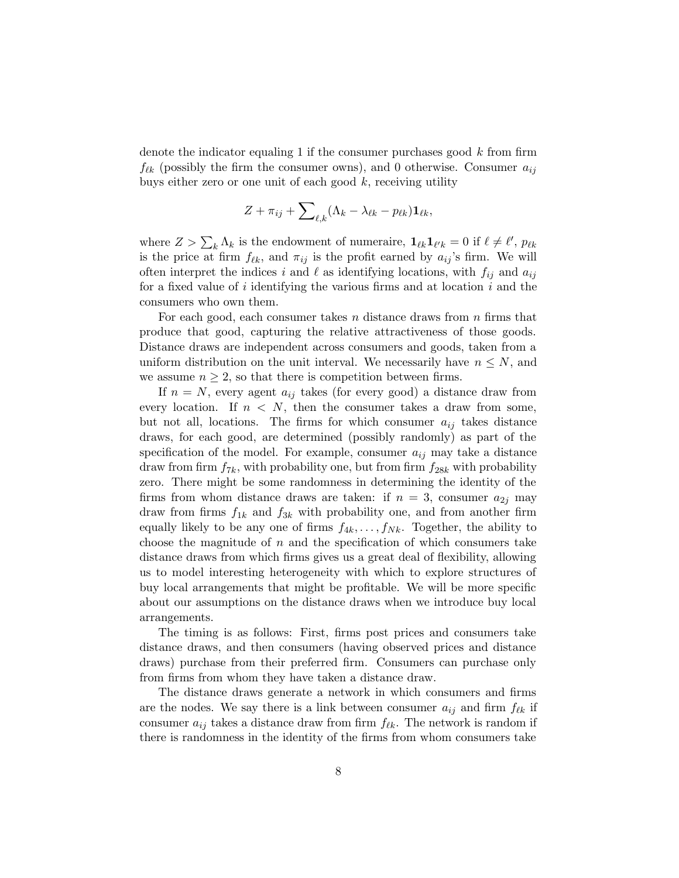denote the indicator equaling 1 if the consumer purchases good $k$ from firm $f_{\ell k}$ (possibly the firm the consumer owns), and 0 otherwise. Consumer $a_{ij}$ buys either zero or one unit of each good $k$, receiving utility

$$Z + \pi_{ij} + \sum\nolimits_{\ell,k} (\Lambda_k - \lambda_{\ell k} - p_{\ell k}) \mathbf{1}_{\ell k},$$

where $Z > \sum_k \Lambda_k$ is the endowment of numeraire, $\mathbf{1}_{\ell k} \mathbf{1}_{\ell' k} = 0$ if $\ell \neq \ell'$, $p_{\ell k}$ is the price at firm $f_{\ell k}$, and $\pi_{ij}$ is the profit earned by $a_{ij}$'s firm. We will often interpret the indices $i$ and $\ell$ as identifying locations, with $f_{ij}$ and $a_{ij}$ for a fixed value of $i$ identifying the various firms and at location $i$ and the consumers who own them.

For each good, each consumer takes $n$ distance draws from $n$ firms that produce that good, capturing the relative attractiveness of those goods. Distance draws are independent across consumers and goods, taken from a uniform distribution on the unit interval. We necessarily have $n \leq N$, and we assume $n \geq 2$, so that there is competition between firms.

If $n = N$, every agent $a_{ij}$ takes (for every good) a distance draw from every location. If $n < N$, then the consumer takes a draw from some, but not all, locations. The firms for which consumer $a_{ij}$ takes distance draws, for each good, are determined (possibly randomly) as part of the specification of the model. For example, consumer $a_{ij}$ may take a distance draw from firm $f_{7k}$, with probability one, but from firm $f_{28k}$ with probability zero. There might be some randomness in determining the identity of the firms from whom distance draws are taken: if $n = 3$, consumer $a_{2j}$ may draw from firms $f_{1k}$ and $f_{3k}$ with probability one, and from another firm equally likely to be any one of firms $f_{4k}, \ldots, f_{Nk}$. Together, the ability to choose the magnitude of $n$ and the specification of which consumers take distance draws from which firms gives us a great deal of flexibility, allowing us to model interesting heterogeneity with which to explore structures of buy local arrangements that might be profitable. We will be more specific about our assumptions on the distance draws when we introduce buy local arrangements.

The timing is as follows: First, firms post prices and consumers take distance draws, and then consumers (having observed prices and distance draws) purchase from their preferred firm. Consumers can purchase only from firms from whom they have taken a distance draw.

The distance draws generate a network in which consumers and firms are the nodes. We say there is a link between consumer $a_{ij}$ and firm $f_{\ell k}$ if consumer $a_{ij}$ takes a distance draw from firm $f_{\ell k}$. The network is random if there is randomness in the identity of the firms from whom consumers take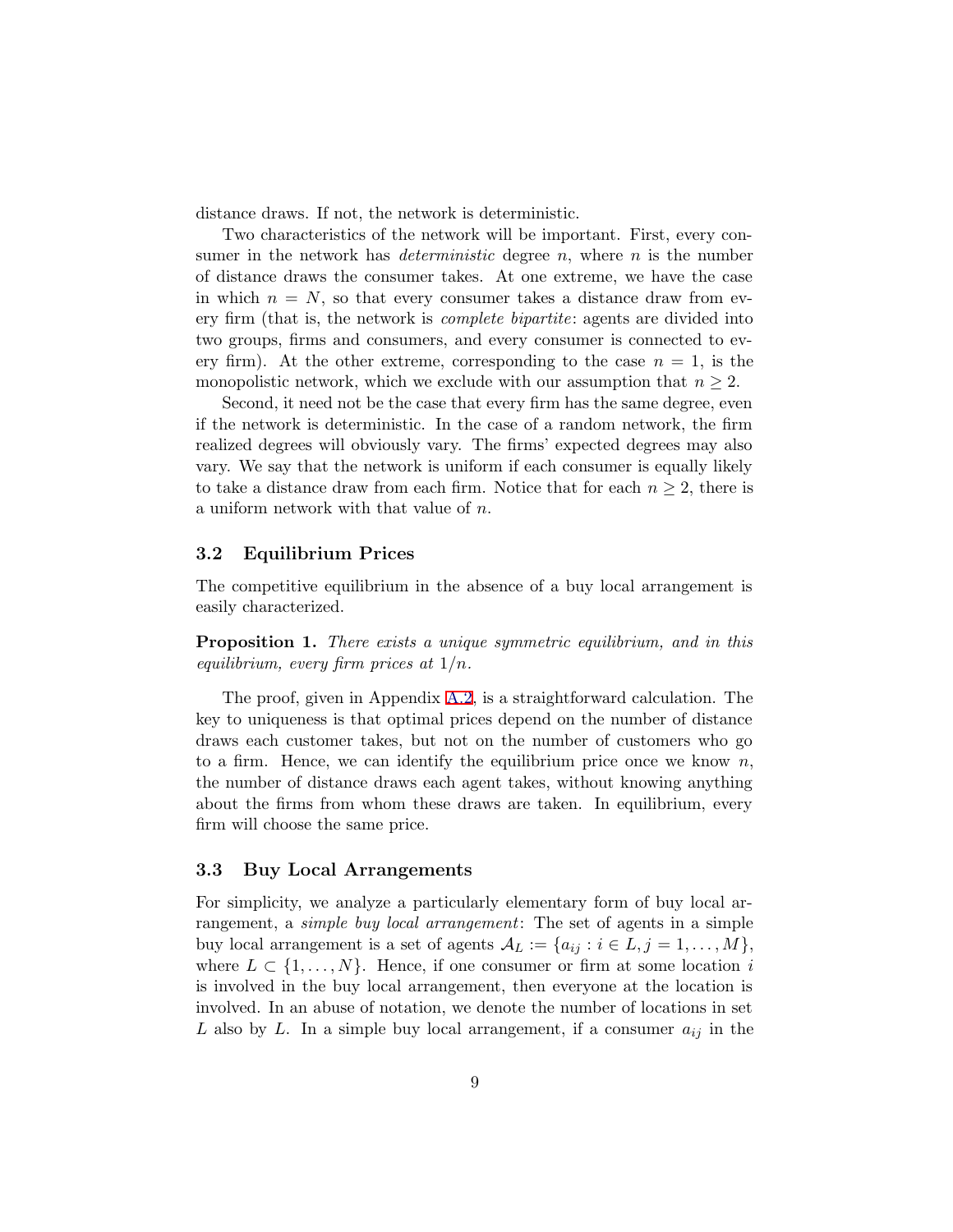distance draws. If not, the network is deterministic.

Two characteristics of the network will be important. First, every consumer in the network has *deterministic* degree $n$, where $n$ is the number of distance draws the consumer takes. At one extreme, we have the case in which $n = N$, so that every consumer takes a distance draw from every firm (that is, the network is *complete bipartite*: agents are divided into two groups, firms and consumers, and every consumer is connected to every firm). At the other extreme, corresponding to the case $n = 1$, is the monopolistic network, which we exclude with our assumption that $n \geq 2$.

Second, it need not be the case that every firm has the same degree, even if the network is deterministic. In the case of a random network, the firm realized degrees will obviously vary. The firms' expected degrees may also vary. We say that the network is uniform if each consumer is equally likely to take a distance draw from each firm. Notice that for each $n \geq 2$, there is a uniform network with that value of $n$.

## 3.2 Equilibrium Prices

The competitive equilibrium in the absence of a buy local arrangement is easily characterized.

**Proposition 1.** *There exists a unique symmetric equilibrium, and in this equilibrium, every firm prices at* $1/n$.

The proof, given in Appendix A.2, is a straightforward calculation. The key to uniqueness is that optimal prices depend on the number of distance draws each customer takes, but not on the number of customers who go to a firm. Hence, we can identify the equilibrium price once we know $n$, the number of distance draws each agent takes, without knowing anything about the firms from whom these draws are taken. In equilibrium, every firm will choose the same price.

## 3.3 Buy Local Arrangements

For simplicity, we analyze a particularly elementary form of buy local arrangement, a *simple buy local arrangement*: The set of agents in a simple buy local arrangement is a set of agents $\mathcal{A}_L := \{a_{ij} : i \in L, j = 1, \ldots, M\}$, where $L \subset \{1, \ldots, N\}$. Hence, if one consumer or firm at some location $i$ is involved in the buy local arrangement, then everyone at the location is involved. In an abuse of notation, we denote the number of locations in set $L$ also by $L$. In a simple buy local arrangement, if a consumer $a_{ij}$ in the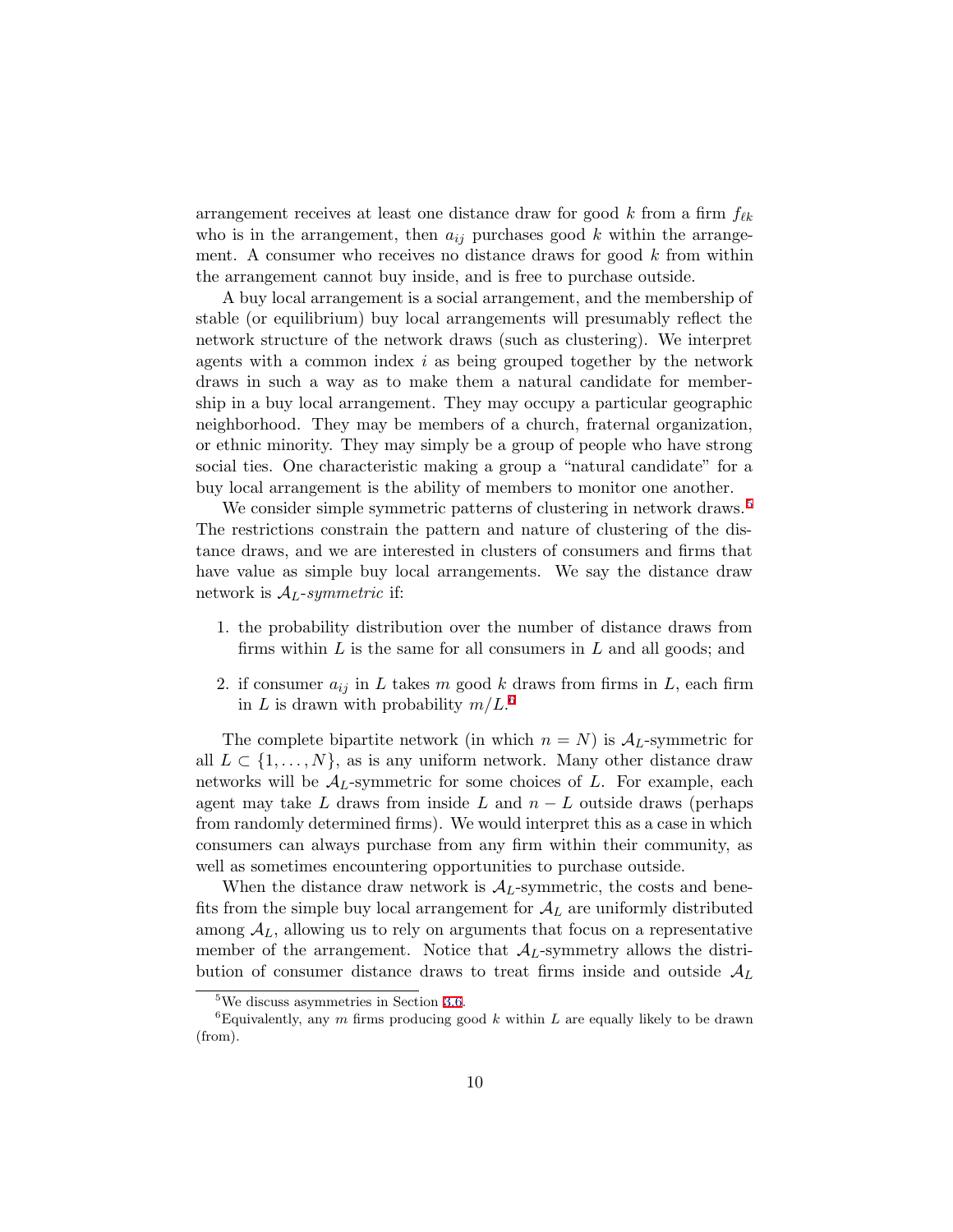arrangement receives at least one distance draw for good $k$ from a firm $f_{\ell k}$ who is in the arrangement, then $a_{ij}$ purchases good $k$ within the arrangement. A consumer who receives no distance draws for good $k$ from within the arrangement cannot buy inside, and is free to purchase outside.

A buy local arrangement is a social arrangement, and the membership of stable (or equilibrium) buy local arrangements will presumably reflect the network structure of the network draws (such as clustering). We interpret agents with a common index $i$ as being grouped together by the network draws in such a way as to make them a natural candidate for membership in a buy local arrangement. They may occupy a particular geographic neighborhood. They may be members of a church, fraternal organization, or ethnic minority. They may simply be a group of people who have strong social ties. One characteristic making a group a "natural candidate" for a buy local arrangement is the ability of members to monitor one another.

We consider simple symmetric patterns of clustering in network draws.[5] The restrictions constrain the pattern and nature of clustering of the distance draws, and we are interested in clusters of consumers and firms that have value as simple buy local arrangements. We say the distance draw network is $\mathcal{A}_L$-*symmetric* if:

1. the probability distribution over the number of distance draws from firms within $L$ is the same for all consumers in $L$ and all goods; and
2. if consumer $a_{ij}$ in $L$ takes $m$ good $k$ draws from firms in $L$, each firm in $L$ is drawn with probability $m/L$.[6]

The complete bipartite network (in which $n = N$) is $\mathcal{A}_L$-symmetric for all $L \subset \{1, \ldots, N\}$, as is any uniform network. Many other distance draw networks will be $\mathcal{A}_L$-symmetric for some choices of $L$. For example, each agent may take $L$ draws from inside $L$ and $n - L$ outside draws (perhaps from randomly determined firms). We would interpret this as a case in which consumers can always purchase from any firm within their community, as well as sometimes encountering opportunities to purchase outside.

When the distance draw network is $\mathcal{A}_L$-symmetric, the costs and benefits from the simple buy local arrangement for $\mathcal{A}_L$ are uniformly distributed among $\mathcal{A}_L$, allowing us to rely on arguments that focus on a representative member of the arrangement. Notice that $\mathcal{A}_L$-symmetry allows the distribution of consumer distance draws to treat firms inside and outside $\mathcal{A}_L$

[5] We discuss asymmetries in Section 3.6.

[6] Equivalently, any $m$ firms producing good $k$ within $L$ are equally likely to be drawn (from).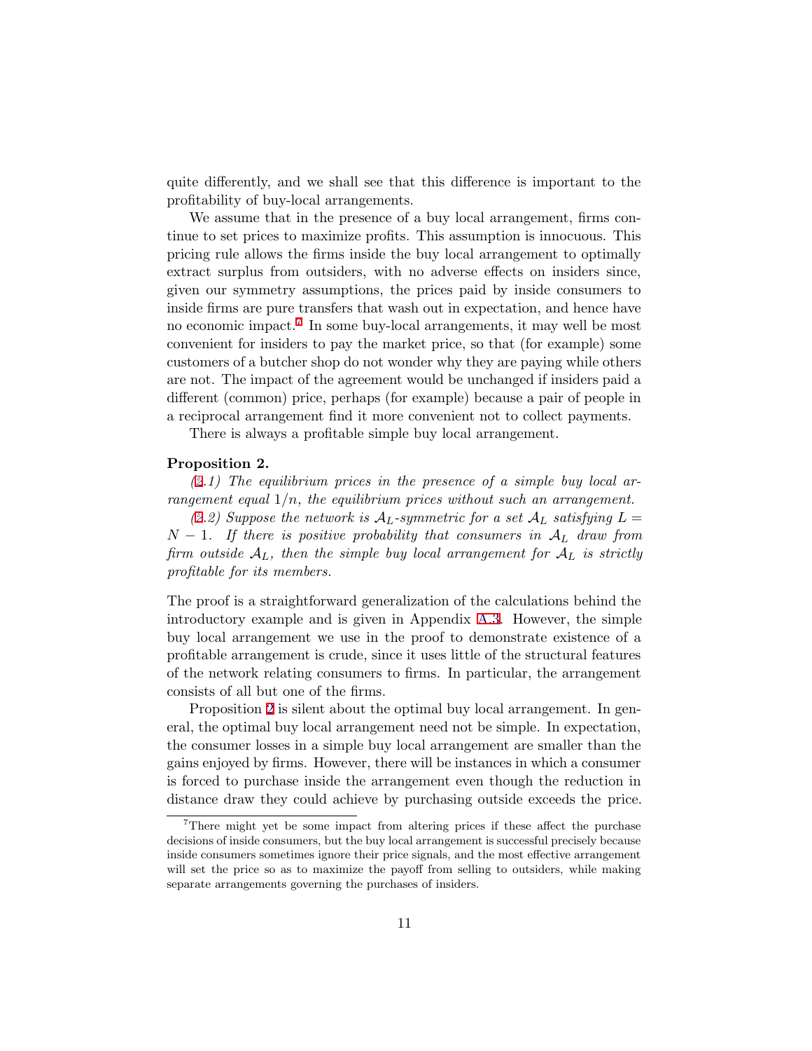quite differently, and we shall see that this difference is important to the profitability of buy-local arrangements.

We assume that in the presence of a buy local arrangement, firms continue to set prices to maximize profits. This assumption is innocuous. This pricing rule allows the firms inside the buy local arrangement to optimally extract surplus from outsiders, with no adverse effects on insiders since, given our symmetry assumptions, the prices paid by inside consumers to inside firms are pure transfers that wash out in expectation, and hence have no economic impact.[7] In some buy-local arrangements, it may well be most convenient for insiders to pay the market price, so that (for example) some customers of a butcher shop do not wonder why they are paying while others are not. The impact of the agreement would be unchanged if insiders paid a different (common) price, perhaps (for example) because a pair of people in a reciprocal arrangement find it more convenient not to collect payments.

There is always a profitable simple buy local arrangement.

**Proposition 2.**

*(2.1) The equilibrium prices in the presence of a simple buy local arrangement equal $1/n$, the equilibrium prices without such an arrangement.*

*(2.2) Suppose the network is $\mathcal{A}_L$-symmetric for a set $\mathcal{A}_L$ satisfying $L = N - 1$. If there is positive probability that consumers in $\mathcal{A}_L$ draw from firm outside $\mathcal{A}_L$, then the simple buy local arrangement for $\mathcal{A}_L$ is strictly profitable for its members.*

The proof is a straightforward generalization of the calculations behind the introductory example and is given in Appendix A.3. However, the simple buy local arrangement we use in the proof to demonstrate existence of a profitable arrangement is crude, since it uses little of the structural features of the network relating consumers to firms. In particular, the arrangement consists of all but one of the firms.

Proposition 2 is silent about the optimal buy local arrangement. In general, the optimal buy local arrangement need not be simple. In expectation, the consumer losses in a simple buy local arrangement are smaller than the gains enjoyed by firms. However, there will be instances in which a consumer is forced to purchase inside the arrangement even though the reduction in distance draw they could achieve by purchasing outside exceeds the price.

[7] There might yet be some impact from altering prices if these affect the purchase decisions of inside consumers, but the buy local arrangement is successful precisely because inside consumers sometimes ignore their price signals, and the most effective arrangement will set the price so as to maximize the payoff from selling to outsiders, while making separate arrangements governing the purchases of insiders.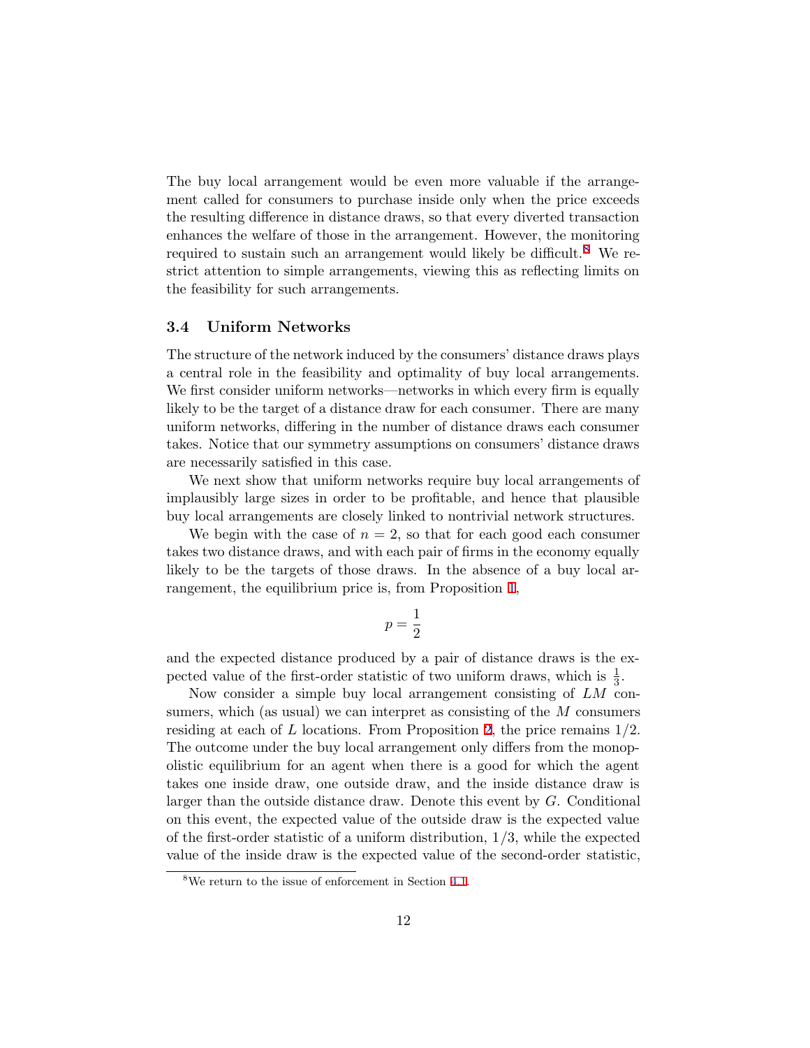The buy local arrangement would be even more valuable if the arrangement called for consumers to purchase inside only when the price exceeds the resulting difference in distance draws, so that every diverted transaction enhances the welfare of those in the arrangement. However, the monitoring required to sustain such an arrangement would likely be difficult.[8] We restrict attention to simple arrangements, viewing this as reflecting limits on the feasibility for such arrangements.

### 3.4 Uniform Networks

The structure of the network induced by the consumers' distance draws plays a central role in the feasibility and optimality of buy local arrangements. We first consider uniform networks—networks in which every firm is equally likely to be the target of a distance draw for each consumer. There are many uniform networks, differing in the number of distance draws each consumer takes. Notice that our symmetry assumptions on consumers' distance draws are necessarily satisfied in this case.

We next show that uniform networks require buy local arrangements of implausibly large sizes in order to be profitable, and hence that plausible buy local arrangements are closely linked to nontrivial network structures.

We begin with the case of $n = 2$, so that for each good each consumer takes two distance draws, and with each pair of firms in the economy equally likely to be the targets of those draws. In the absence of a buy local arrangement, the equilibrium price is, from Proposition 1,

$$p = \frac{1}{2}$$

and the expected distance produced by a pair of distance draws is the expected value of the first-order statistic of two uniform draws, which is $\frac{1}{3}$.

Now consider a simple buy local arrangement consisting of $LM$ consumers, which (as usual) we can interpret as consisting of the $M$ consumers residing at each of $L$ locations. From Proposition 2, the price remains $1/2$. The outcome under the buy local arrangement only differs from the monopolistic equilibrium for an agent when there is a good for which the agent takes one inside draw, one outside draw, and the inside distance draw is larger than the outside distance draw. Denote this event by $G$. Conditional on this event, the expected value of the outside draw is the expected value of the first-order statistic of a uniform distribution, $1/3$, while the expected value of the inside draw is the expected value of the second-order statistic,

[8] We return to the issue of enforcement in Section 4.1.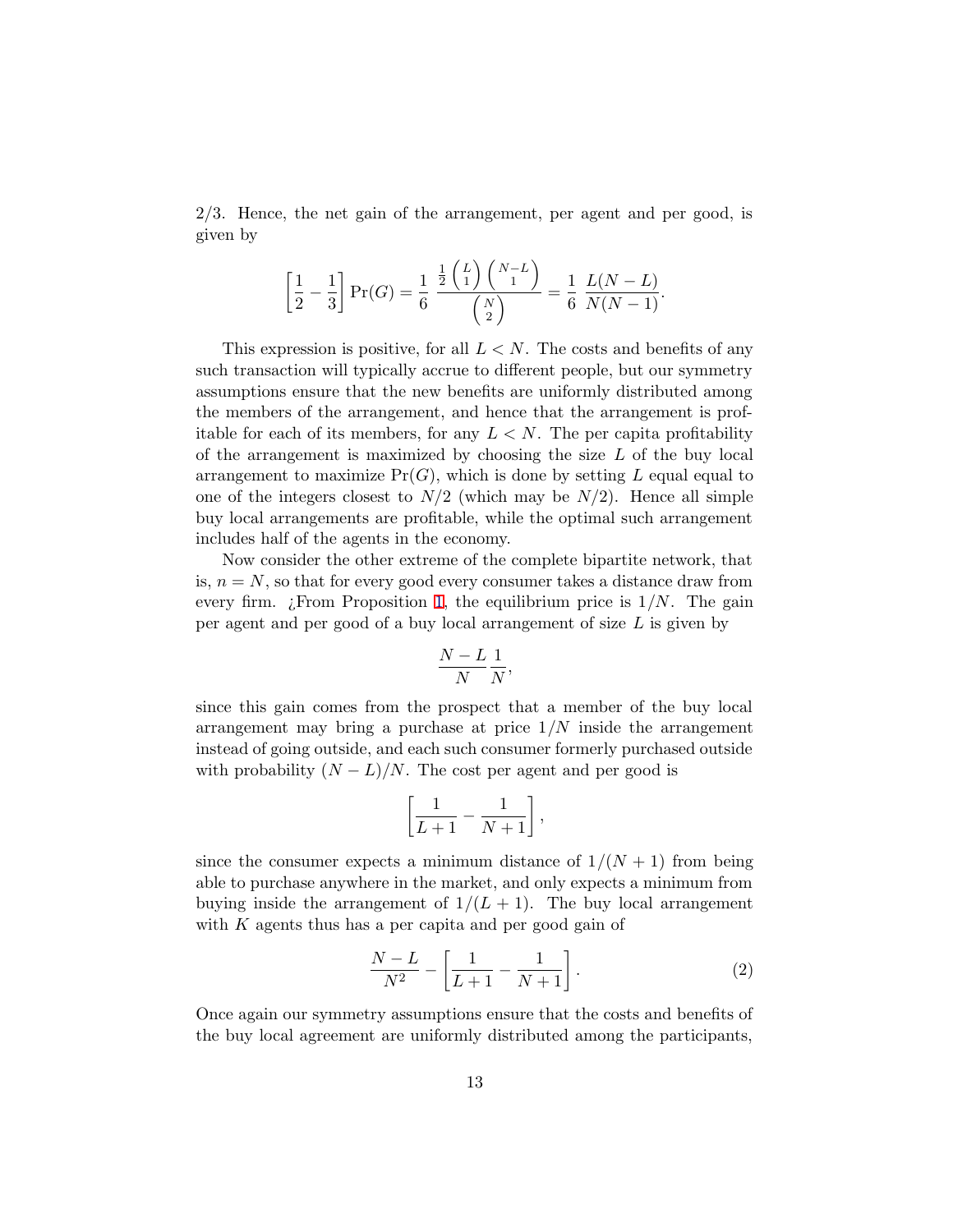2/3. Hence, the net gain of the arrangement, per agent and per good, is given by

$$\left[\frac{1}{2} - \frac{1}{3}\right] \Pr(G) = \frac{1}{6} \; \frac{\frac{1}{2}\binom{L}{1}\binom{N-L}{1}}{\binom{N}{2}} = \frac{1}{6} \; \frac{L(N-L)}{N(N-1)}.$$

This expression is positive, for all $L < N$. The costs and benefits of any such transaction will typically accrue to different people, but our symmetry assumptions ensure that the new benefits are uniformly distributed among the members of the arrangement, and hence that the arrangement is profitable for each of its members, for any $L < N$. The per capita profitability of the arrangement is maximized by choosing the size $L$ of the buy local arrangement to maximize $\Pr(G)$, which is done by setting $L$ equal equal to one of the integers closest to $N/2$ (which may be $N/2$). Hence all simple buy local arrangements are profitable, while the optimal such arrangement includes half of the agents in the economy.

Now consider the other extreme of the complete bipartite network, that is, $n = N$, so that for every good every consumer takes a distance draw from every firm. ¿From Proposition 1, the equilibrium price is $1/N$. The gain per agent and per good of a buy local arrangement of size $L$ is given by

$$\frac{N-L}{N}\frac{1}{N},$$

since this gain comes from the prospect that a member of the buy local arrangement may bring a purchase at price $1/N$ inside the arrangement instead of going outside, and each such consumer formerly purchased outside with probability $(N-L)/N$. The cost per agent and per good is

$$\left[\frac{1}{L+1} - \frac{1}{N+1}\right],$$

since the consumer expects a minimum distance of $1/(N+1)$ from being able to purchase anywhere in the market, and only expects a minimum from buying inside the arrangement of $1/(L+1)$. The buy local arrangement with $K$ agents thus has a per capita and per good gain of

$$\frac{N-L}{N^2} - \left[\frac{1}{L+1} - \frac{1}{N+1}\right]. \tag{2}$$

Once again our symmetry assumptions ensure that the costs and benefits of the buy local agreement are uniformly distributed among the participants,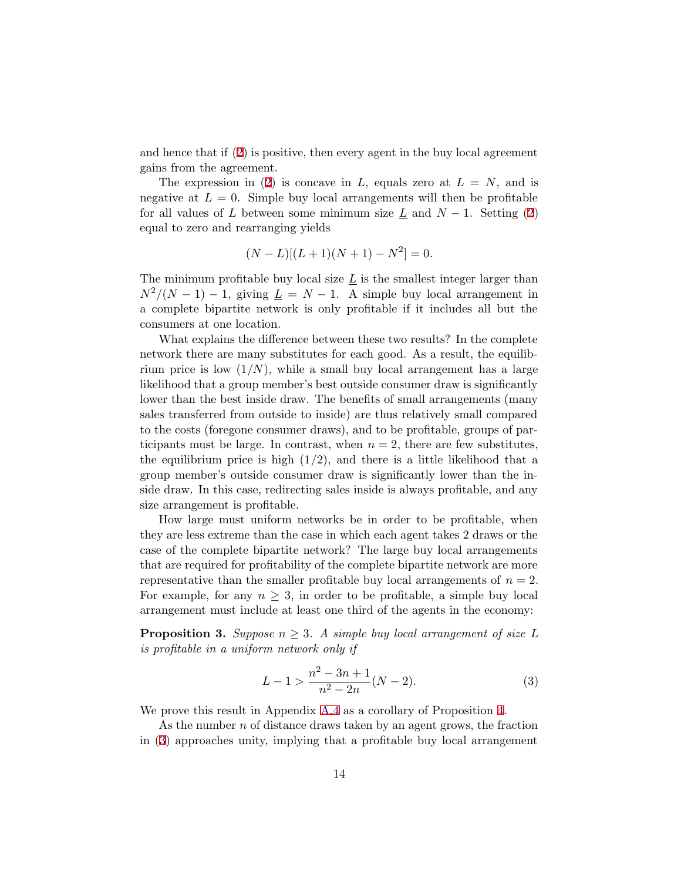and hence that if (2) is positive, then every agent in the buy local agreement gains from the agreement.

The expression in (2) is concave in $L$, equals zero at $L = N$, and is negative at $L = 0$. Simple buy local arrangements will then be profitable for all values of $L$ between some minimum size $\underline{L}$ and $N - 1$. Setting (2) equal to zero and rearranging yields

$$(N - L)[(L + 1)(N + 1) - N^2] = 0.$$

The minimum profitable buy local size $\underline{L}$ is the smallest integer larger than $N^2/(N - 1) - 1$, giving $\underline{L} = N - 1$. A simple buy local arrangement in a complete bipartite network is only profitable if it includes all but the consumers at one location.

What explains the difference between these two results? In the complete network there are many substitutes for each good. As a result, the equilibrium price is low $(1/N)$, while a small buy local arrangement has a large likelihood that a group member's best outside consumer draw is significantly lower than the best inside draw. The benefits of small arrangements (many sales transferred from outside to inside) are thus relatively small compared to the costs (foregone consumer draws), and to be profitable, groups of participants must be large. In contrast, when $n = 2$, there are few substitutes, the equilibrium price is high $(1/2)$, and there is a little likelihood that a group member's outside consumer draw is significantly lower than the inside draw. In this case, redirecting sales inside is always profitable, and any size arrangement is profitable.

How large must uniform networks be in order to be profitable, when they are less extreme than the case in which each agent takes 2 draws or the case of the complete bipartite network? The large buy local arrangements that are required for profitability of the complete bipartite network are more representative than the smaller profitable buy local arrangements of $n = 2$. For example, for any $n \geq 3$, in order to be profitable, a simple buy local arrangement must include at least one third of the agents in the economy:

**Proposition 3.** *Suppose $n \geq 3$. A simple buy local arrangement of size $L$ is profitable in a uniform network only if*

$$L - 1 > \frac{n^2 - 3n + 1}{n^2 - 2n}(N - 2). \tag{3}$$

We prove this result in Appendix A.4 as a corollary of Proposition 4.

As the number $n$ of distance draws taken by an agent grows, the fraction in (3) approaches unity, implying that a profitable buy local arrangement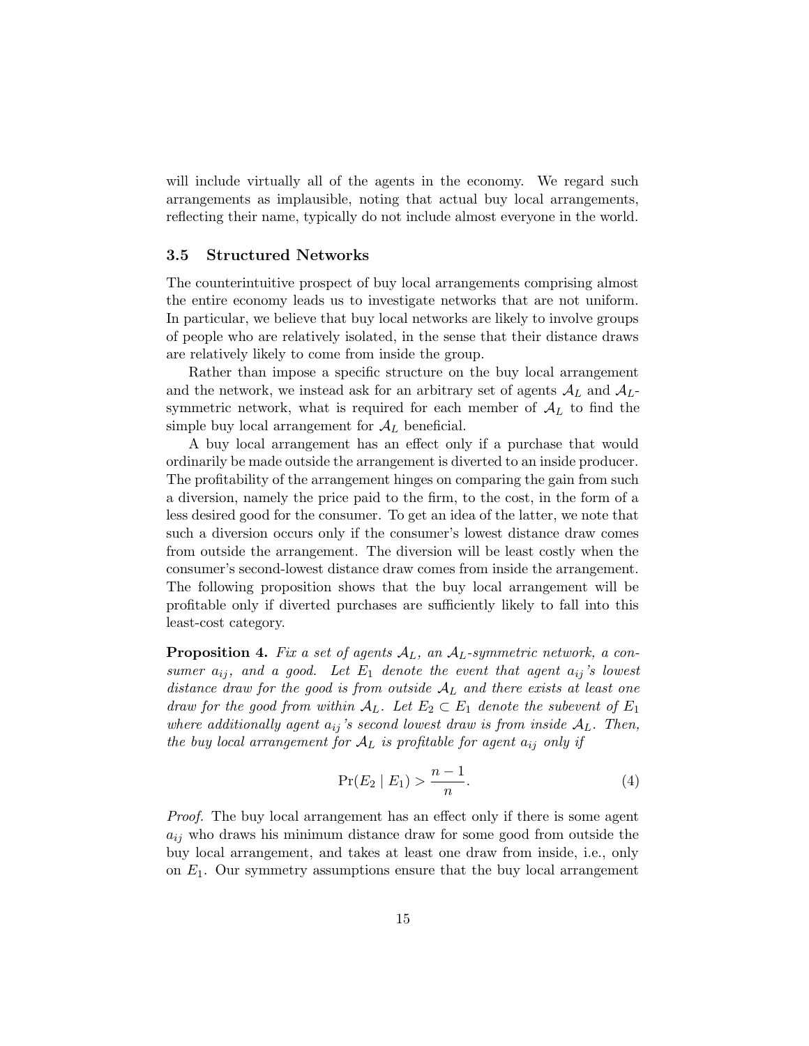will include virtually all of the agents in the economy. We regard such arrangements as implausible, noting that actual buy local arrangements, reflecting their name, typically do not include almost everyone in the world.

### 3.5 Structured Networks

The counterintuitive prospect of buy local arrangements comprising almost the entire economy leads us to investigate networks that are not uniform. In particular, we believe that buy local networks are likely to involve groups of people who are relatively isolated, in the sense that their distance draws are relatively likely to come from inside the group.

Rather than impose a specific structure on the buy local arrangement and the network, we instead ask for an arbitrary set of agents $\mathcal{A}_L$ and $\mathcal{A}_L$-symmetric network, what is required for each member of $\mathcal{A}_L$ to find the simple buy local arrangement for $\mathcal{A}_L$ beneficial.

A buy local arrangement has an effect only if a purchase that would ordinarily be made outside the arrangement is diverted to an inside producer. The profitability of the arrangement hinges on comparing the gain from such a diversion, namely the price paid to the firm, to the cost, in the form of a less desired good for the consumer. To get an idea of the latter, we note that such a diversion occurs only if the consumer's lowest distance draw comes from outside the arrangement. The diversion will be least costly when the consumer's second-lowest distance draw comes from inside the arrangement. The following proposition shows that the buy local arrangement will be profitable only if diverted purchases are sufficiently likely to fall into this least-cost category.

**Proposition 4.** *Fix a set of agents $\mathcal{A}_L$, an $\mathcal{A}_L$-symmetric network, a consumer $a_{ij}$, and a good. Let $E_1$ denote the event that agent $a_{ij}$'s lowest distance draw for the good is from outside $\mathcal{A}_L$ and there exists at least one draw for the good from within $\mathcal{A}_L$. Let $E_2 \subset E_1$ denote the subevent of $E_1$ where additionally agent $a_{ij}$'s second lowest draw is from inside $\mathcal{A}_L$. Then, the buy local arrangement for $\mathcal{A}_L$ is profitable for agent $a_{ij}$ only if*

$$\Pr(E_2 \mid E_1) > \frac{n-1}{n}. \tag{4}$$

*Proof.* The buy local arrangement has an effect only if there is some agent $a_{ij}$ who draws his minimum distance draw for some good from outside the buy local arrangement, and takes at least one draw from inside, i.e., only on $E_1$. Our symmetry assumptions ensure that the buy local arrangement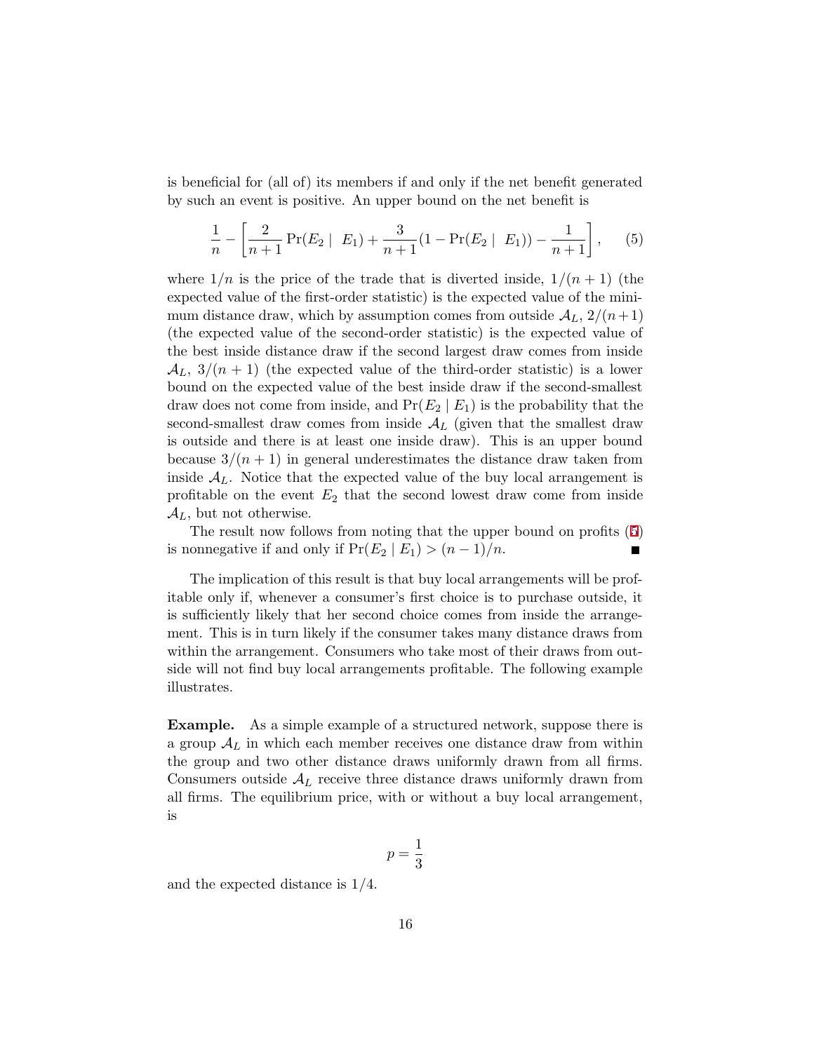is beneficial for (all of) its members if and only if the net benefit generated by such an event is positive. An upper bound on the net benefit is

$$\frac{1}{n} - \left[\frac{2}{n+1}\Pr(E_2 \mid \ E_1) + \frac{3}{n+1}(1 - \Pr(E_2 \mid \ E_1)) - \frac{1}{n+1}\right], \qquad (5)$$

where $1/n$ is the price of the trade that is diverted inside, $1/(n+1)$ (the expected value of the first-order statistic) is the expected value of the minimum distance draw, which by assumption comes from outside $\mathcal{A}_L$, $2/(n+1)$ (the expected value of the second-order statistic) is the expected value of the best inside distance draw if the second largest draw comes from inside $\mathcal{A}_L$, $3/(n+1)$ (the expected value of the third-order statistic) is a lower bound on the expected value of the best inside draw if the second-smallest draw does not come from inside, and $\Pr(E_2 \mid E_1)$ is the probability that the second-smallest draw comes from inside $\mathcal{A}_L$ (given that the smallest draw is outside and there is at least one inside draw). This is an upper bound because $3/(n+1)$ in general underestimates the distance draw taken from inside $\mathcal{A}_L$. Notice that the expected value of the buy local arrangement is profitable on the event $E_2$ that the second lowest draw come from inside $\mathcal{A}_L$, but not otherwise.

The result now follows from noting that the upper bound on profits (5) is nonnegative if and only if $\Pr(E_2 \mid E_1) > (n-1)/n$. ■

The implication of this result is that buy local arrangements will be profitable only if, whenever a consumer's first choice is to purchase outside, it is sufficiently likely that her second choice comes from inside the arrangement. This is in turn likely if the consumer takes many distance draws from within the arrangement. Consumers who take most of their draws from outside will not find buy local arrangements profitable. The following example illustrates.

**Example.** As a simple example of a structured network, suppose there is a group $\mathcal{A}_L$ in which each member receives one distance draw from within the group and two other distance draws uniformly drawn from all firms. Consumers outside $\mathcal{A}_L$ receive three distance draws uniformly drawn from all firms. The equilibrium price, with or without a buy local arrangement, is

$$p = \frac{1}{3}$$

and the expected distance is $1/4$.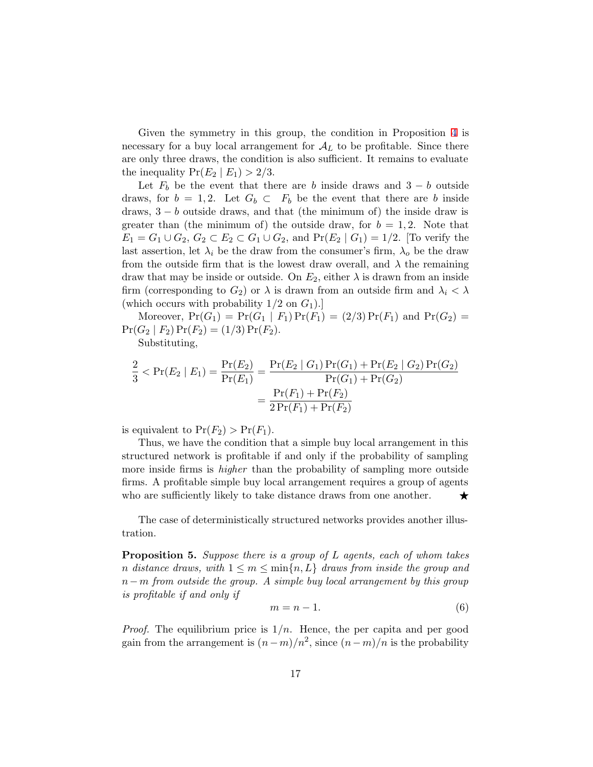Given the symmetry in this group, the condition in Proposition 4 is necessary for a buy local arrangement for $\mathcal{A}_L$ to be profitable. Since there are only three draws, the condition is also sufficient. It remains to evaluate the inequality $\Pr(E_2 \mid E_1) > 2/3$.

Let $F_b$ be the event that there are $b$ inside draws and $3-b$ outside draws, for $b = 1, 2$. Let $G_b \subset F_b$ be the event that there are $b$ inside draws, $3-b$ outside draws, and that (the minimum of) the inside draw is greater than (the minimum of) the outside draw, for $b = 1, 2$. Note that $E_1 = G_1 \cup G_2$, $G_2 \subset E_2 \subset G_1 \cup G_2$, and $\Pr(E_2 \mid G_1) = 1/2$. [To verify the last assertion, let $\lambda_i$ be the draw from the consumer's firm, $\lambda_o$ be the draw from the outside firm that is the lowest draw overall, and $\lambda$ the remaining draw that may be inside or outside. On $E_2$, either $\lambda$ is drawn from an inside firm (corresponding to $G_2$) or $\lambda$ is drawn from an outside firm and $\lambda_i < \lambda$ (which occurs with probability $1/2$ on $G_1$).]

Moreover, $\Pr(G_1) = \Pr(G_1 \mid F_1)\Pr(F_1) = (2/3)\Pr(F_1)$ and $\Pr(G_2) = \Pr(G_2 \mid F_2)\Pr(F_2) = (1/3)\Pr(F_2)$.

Substituting,

$$\frac{2}{3} < \Pr(E_2 \mid E_1) = \frac{\Pr(E_2)}{\Pr(E_1)} = \frac{\Pr(E_2 \mid G_1)\Pr(G_1) + \Pr(E_2 \mid G_2)\Pr(G_2)}{\Pr(G_1) + \Pr(G_2)} = \frac{\Pr(F_1) + \Pr(F_2)}{2\Pr(F_1) + \Pr(F_2)}$$

is equivalent to $\Pr(F_2) > \Pr(F_1)$.

Thus, we have the condition that a simple buy local arrangement in this structured network is profitable if and only if the probability of sampling more inside firms is *higher* than the probability of sampling more outside firms. A profitable simple buy local arrangement requires a group of agents who are sufficiently likely to take distance draws from one another. ★

The case of deterministically structured networks provides another illustration.

**Proposition 5.** *Suppose there is a group of $L$ agents, each of whom takes $n$ distance draws, with $1 \leq m \leq \min\{n, L\}$ draws from inside the group and $n - m$ from outside the group. A simple buy local arrangement by this group is profitable if and only if*

$$m = n - 1. \tag{6}$$

*Proof.* The equilibrium price is $1/n$. Hence, the per capita and per good gain from the arrangement is $(n-m)/n^2$, since $(n-m)/n$ is the probability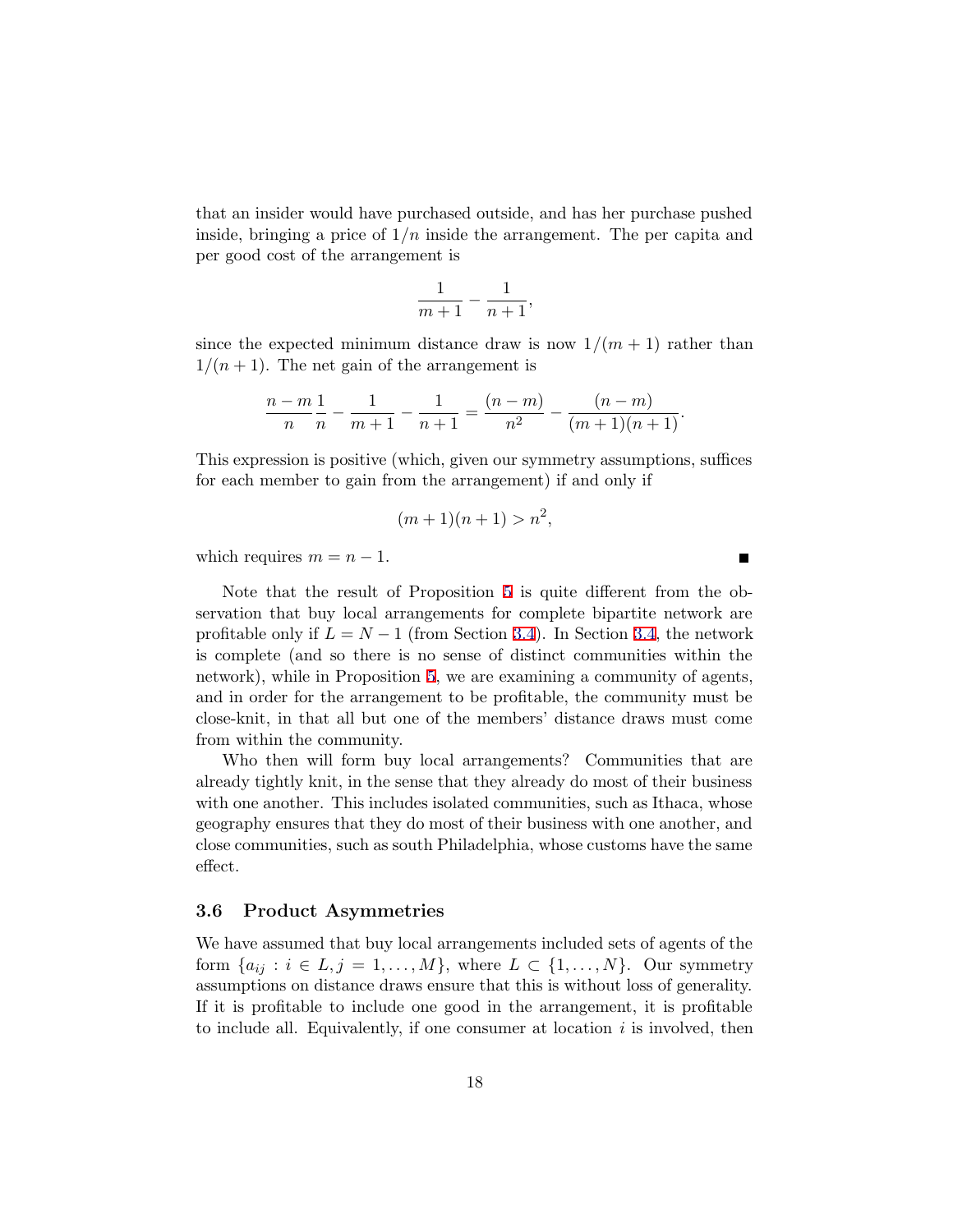that an insider would have purchased outside, and has her purchase pushed inside, bringing a price of $1/n$ inside the arrangement. The per capita and per good cost of the arrangement is

$$\frac{1}{m+1} - \frac{1}{n+1},$$

since the expected minimum distance draw is now $1/(m+1)$ rather than $1/(n+1)$. The net gain of the arrangement is

$$\frac{n-m}{n}\frac{1}{n} - \frac{1}{m+1} - \frac{1}{n+1} = \frac{(n-m)}{n^2} - \frac{(n-m)}{(m+1)(n+1)}.$$

This expression is positive (which, given our symmetry assumptions, suffices for each member to gain from the arrangement) if and only if

$$(m+1)(n+1) > n^2,$$

which requires $m = n - 1$. ∎

Note that the result of Proposition 5 is quite different from the observation that buy local arrangements for complete bipartite network are profitable only if $L = N - 1$ (from Section 3.4). In Section 3.4, the network is complete (and so there is no sense of distinct communities within the network), while in Proposition 5, we are examining a community of agents, and in order for the arrangement to be profitable, the community must be close-knit, in that all but one of the members' distance draws must come from within the community.

Who then will form buy local arrangements? Communities that are already tightly knit, in the sense that they already do most of their business with one another. This includes isolated communities, such as Ithaca, whose geography ensures that they do most of their business with one another, and close communities, such as south Philadelphia, whose customs have the same effect.

### 3.6 Product Asymmetries

We have assumed that buy local arrangements included sets of agents of the form $\{a_{ij} : i \in L, j = 1, \ldots, M\}$, where $L \subset \{1, \ldots, N\}$. Our symmetry assumptions on distance draws ensure that this is without loss of generality. If it is profitable to include one good in the arrangement, it is profitable to include all. Equivalently, if one consumer at location $i$ is involved, then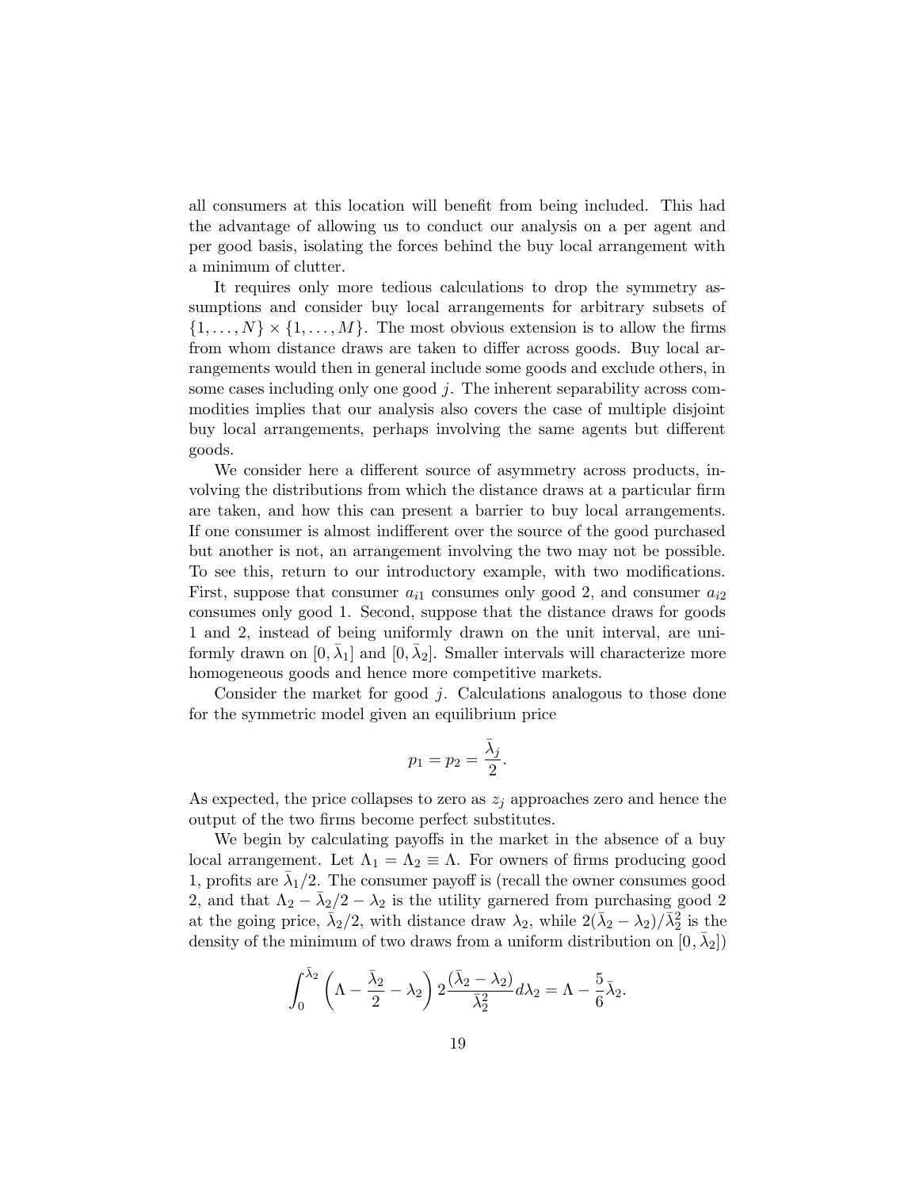all consumers at this location will benefit from being included. This had the advantage of allowing us to conduct our analysis on a per agent and per good basis, isolating the forces behind the buy local arrangement with a minimum of clutter.

It requires only more tedious calculations to drop the symmetry assumptions and consider buy local arrangements for arbitrary subsets of $\{1, \ldots, N\} \times \{1, \ldots, M\}$. The most obvious extension is to allow the firms from whom distance draws are taken to differ across goods. Buy local arrangements would then in general include some goods and exclude others, in some cases including only one good $j$. The inherent separability across commodities implies that our analysis also covers the case of multiple disjoint buy local arrangements, perhaps involving the same agents but different goods.

We consider here a different source of asymmetry across products, involving the distributions from which the distance draws at a particular firm are taken, and how this can present a barrier to buy local arrangements. If one consumer is almost indifferent over the source of the good purchased but another is not, an arrangement involving the two may not be possible. To see this, return to our introductory example, with two modifications. First, suppose that consumer $a_{i1}$ consumes only good 2, and consumer $a_{i2}$ consumes only good 1. Second, suppose that the distance draws for goods 1 and 2, instead of being uniformly drawn on the unit interval, are uniformly drawn on $[0, \bar{\lambda}_1]$ and $[0, \bar{\lambda}_2]$. Smaller intervals will characterize more homogeneous goods and hence more competitive markets.

Consider the market for good $j$. Calculations analogous to those done for the symmetric model given an equilibrium price

$$p_1 = p_2 = \frac{\bar{\lambda}_j}{2}.$$

As expected, the price collapses to zero as $z_j$ approaches zero and hence the output of the two firms become perfect substitutes.

We begin by calculating payoffs in the market in the absence of a buy local arrangement. Let $\Lambda_1 = \Lambda_2 \equiv \Lambda$. For owners of firms producing good 1, profits are $\bar{\lambda}_1/2$. The consumer payoff is (recall the owner consumes good 2, and that $\Lambda_2 - \bar{\lambda}_2/2 - \lambda_2$ is the utility garnered from purchasing good 2 at the going price, $\bar{\lambda}_2/2$, with distance draw $\lambda_2$, while $2(\bar{\lambda}_2 - \lambda_2)/\bar{\lambda}_2^2$ is the density of the minimum of two draws from a uniform distribution on $[0, \bar{\lambda}_2]$)

$$\int_0^{\bar{\lambda}_2} \left( \Lambda - \frac{\bar{\lambda}_2}{2} - \lambda_2 \right) 2 \frac{(\bar{\lambda}_2 - \lambda_2)}{\bar{\lambda}_2^2} d\lambda_2 = \Lambda - \frac{5}{6}\bar{\lambda}_2.$$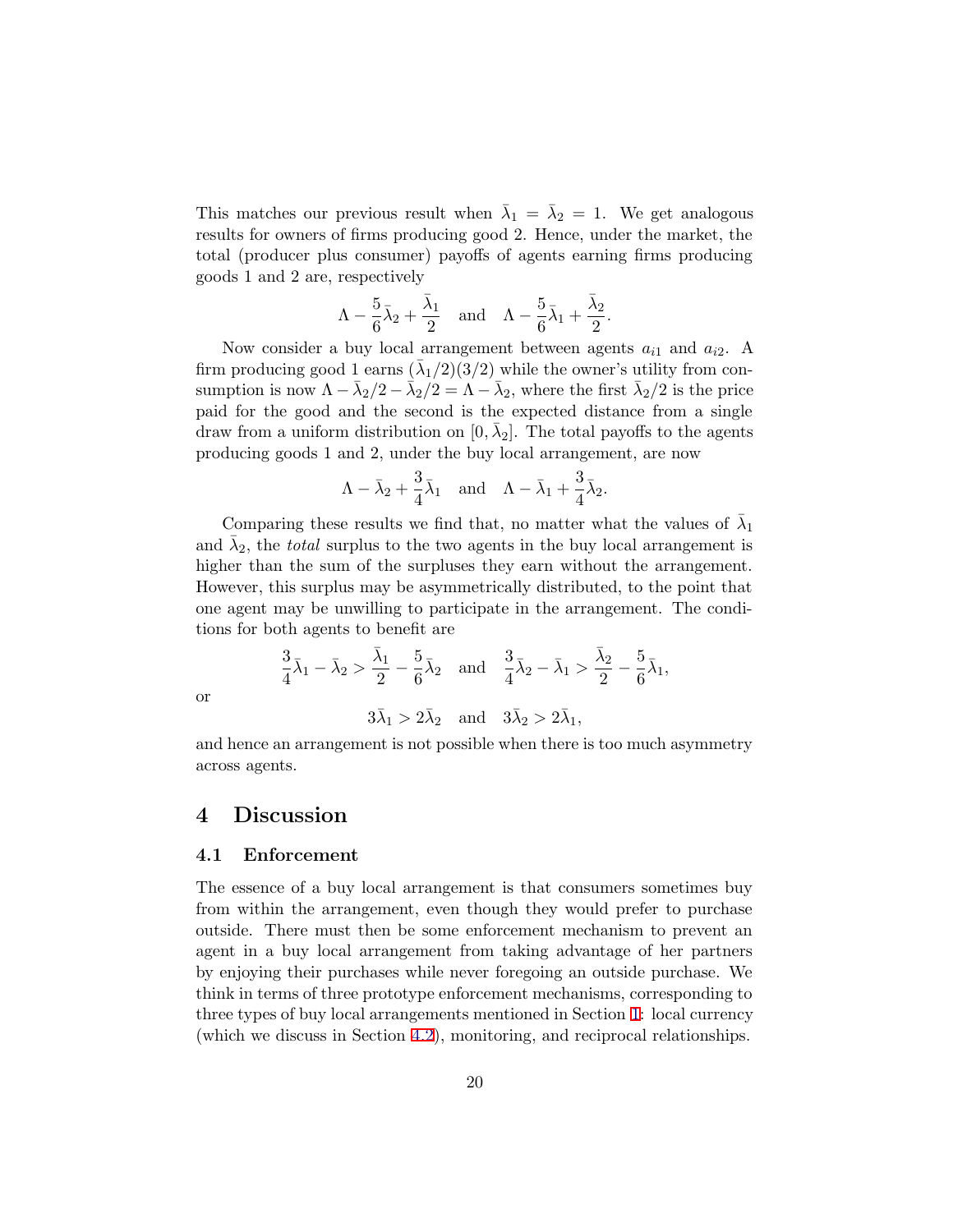This matches our previous result when $\bar{\lambda}_1 = \bar{\lambda}_2 = 1$. We get analogous results for owners of firms producing good 2. Hence, under the market, the total (producer plus consumer) payoffs of agents earning firms producing goods 1 and 2 are, respectively

$$\Lambda - \frac{5}{6}\bar{\lambda}_2 + \frac{\bar{\lambda}_1}{2} \quad \text{and} \quad \Lambda - \frac{5}{6}\bar{\lambda}_1 + \frac{\bar{\lambda}_2}{2}.$$

Now consider a buy local arrangement between agents $a_{i1}$ and $a_{i2}$. A firm producing good 1 earns $(\bar{\lambda}_1/2)(3/2)$ while the owner's utility from consumption is now $\Lambda - \bar{\lambda}_2/2 - \bar{\lambda}_2/2 = \Lambda - \bar{\lambda}_2$, where the first $\bar{\lambda}_2/2$ is the price paid for the good and the second is the expected distance from a single draw from a uniform distribution on $[0, \bar{\lambda}_2]$. The total payoffs to the agents producing goods 1 and 2, under the buy local arrangement, are now

$$\Lambda - \bar{\lambda}_2 + \frac{3}{4}\bar{\lambda}_1 \quad \text{and} \quad \Lambda - \bar{\lambda}_1 + \frac{3}{4}\bar{\lambda}_2.$$

Comparing these results we find that, no matter what the values of $\bar{\lambda}_1$ and $\bar{\lambda}_2$, the *total* surplus to the two agents in the buy local arrangement is higher than the sum of the surpluses they earn without the arrangement. However, this surplus may be asymmetrically distributed, to the point that one agent may be unwilling to participate in the arrangement. The conditions for both agents to benefit are

$$\frac{3}{4}\bar{\lambda}_1 - \bar{\lambda}_2 > \frac{\bar{\lambda}_1}{2} - \frac{5}{6}\bar{\lambda}_2 \quad \text{and} \quad \frac{3}{4}\bar{\lambda}_2 - \bar{\lambda}_1 > \frac{\bar{\lambda}_2}{2} - \frac{5}{6}\bar{\lambda}_1,$$

or

$$3\bar{\lambda}_1 > 2\bar{\lambda}_2 \quad \text{and} \quad 3\bar{\lambda}_2 > 2\bar{\lambda}_1,$$

and hence an arrangement is not possible when there is too much asymmetry across agents.

# 4 Discussion

## 4.1 Enforcement

The essence of a buy local arrangement is that consumers sometimes buy from within the arrangement, even though they would prefer to purchase outside. There must then be some enforcement mechanism to prevent an agent in a buy local arrangement from taking advantage of her partners by enjoying their purchases while never foregoing an outside purchase. We think in terms of three prototype enforcement mechanisms, corresponding to three types of buy local arrangements mentioned in Section 1: local currency (which we discuss in Section 4.2), monitoring, and reciprocal relationships.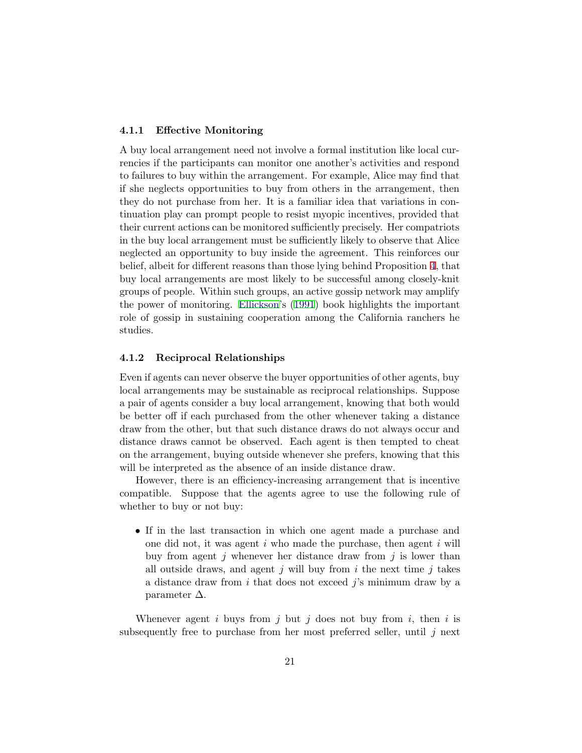#### 4.1.1 Effective Monitoring

A buy local arrangement need not involve a formal institution like local currencies if the participants can monitor one another's activities and respond to failures to buy within the arrangement. For example, Alice may find that if she neglects opportunities to buy from others in the arrangement, then they do not purchase from her. It is a familiar idea that variations in continuation play can prompt people to resist myopic incentives, provided that their current actions can be monitored sufficiently precisely. Her compatriots in the buy local arrangement must be sufficiently likely to observe that Alice neglected an opportunity to buy inside the agreement. This reinforces our belief, albeit for different reasons than those lying behind Proposition 4, that buy local arrangements are most likely to be successful among closely-knit groups of people. Within such groups, an active gossip network may amplify the power of monitoring. Ellickson's (1991) book highlights the important role of gossip in sustaining cooperation among the California ranchers he studies.

#### 4.1.2 Reciprocal Relationships

Even if agents can never observe the buyer opportunities of other agents, buy local arrangements may be sustainable as reciprocal relationships. Suppose a pair of agents consider a buy local arrangement, knowing that both would be better off if each purchased from the other whenever taking a distance draw from the other, but that such distance draws do not always occur and distance draws cannot be observed. Each agent is then tempted to cheat on the arrangement, buying outside whenever she prefers, knowing that this will be interpreted as the absence of an inside distance draw.

However, there is an efficiency-increasing arrangement that is incentive compatible. Suppose that the agents agree to use the following rule of whether to buy or not buy:

- If in the last transaction in which one agent made a purchase and one did not, it was agent $i$ who made the purchase, then agent $i$ will buy from agent $j$ whenever her distance draw from $j$ is lower than all outside draws, and agent $j$ will buy from $i$ the next time $j$ takes a distance draw from $i$ that does not exceed $j$'s minimum draw by a parameter $\Delta$.

Whenever agent $i$ buys from $j$ but $j$ does not buy from $i$, then $i$ is subsequently free to purchase from her most preferred seller, until $j$ next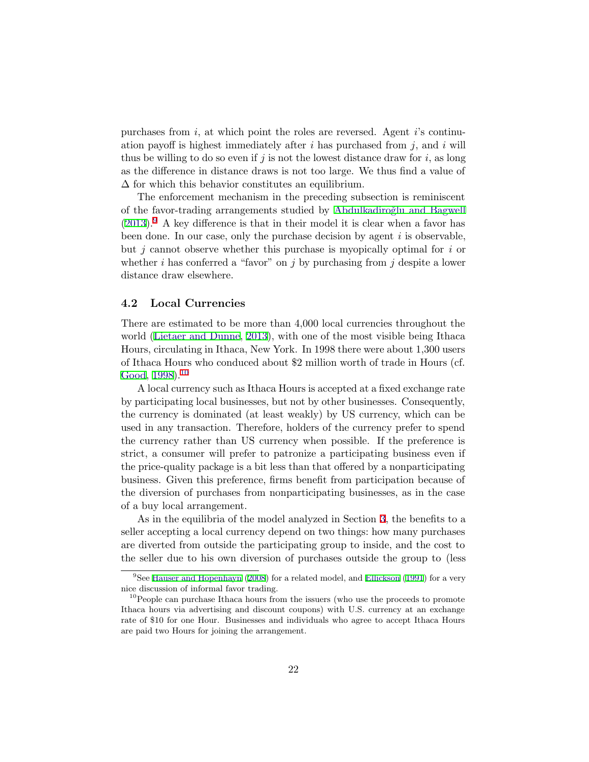purchases from $i$, at which point the roles are reversed. Agent $i$'s continuation payoff is highest immediately after $i$ has purchased from $j$, and $i$ will thus be willing to do so even if $j$ is not the lowest distance draw for $i$, as long as the difference in distance draws is not too large. We thus find a value of $\Delta$ for which this behavior constitutes an equilibrium.

The enforcement mechanism in the preceding subsection is reminiscent of the favor-trading arrangements studied by Abdulkadiroğlu and Bagwell (2013).[9] A key difference is that in their model it is clear when a favor has been done. In our case, only the purchase decision by agent $i$ is observable, but $j$ cannot observe whether this purchase is myopically optimal for $i$ or whether $i$ has conferred a "favor" on $j$ by purchasing from $j$ despite a lower distance draw elsewhere.

## 4.2 Local Currencies

There are estimated to be more than 4,000 local currencies throughout the world (Lietaer and Dunne, 2013), with one of the most visible being Ithaca Hours, circulating in Ithaca, New York. In 1998 there were about 1,300 users of Ithaca Hours who conduced about $2 million worth of trade in Hours (cf. Good, 1998).[10]

A local currency such as Ithaca Hours is accepted at a fixed exchange rate by participating local businesses, but not by other businesses. Consequently, the currency is dominated (at least weakly) by US currency, which can be used in any transaction. Therefore, holders of the currency prefer to spend the currency rather than US currency when possible. If the preference is strict, a consumer will prefer to patronize a participating business even if the price-quality package is a bit less than that offered by a nonparticipating business. Given this preference, firms benefit from participation because of the diversion of purchases from nonparticipating businesses, as in the case of a buy local arrangement.

As in the equilibria of the model analyzed in Section 3, the benefits to a seller accepting a local currency depend on two things: how many purchases are diverted from outside the participating group to inside, and the cost to the seller due to his own diversion of purchases outside the group to (less

---

[9] See Hauser and Hopenhayn (2008) for a related model, and Ellickson (1991) for a very nice discussion of informal favor trading.

[10] People can purchase Ithaca hours from the issuers (who use the proceeds to promote Ithaca hours via advertising and discount coupons) with U.S. currency at an exchange rate of $10 for one Hour. Businesses and individuals who agree to accept Ithaca Hours are paid two Hours for joining the arrangement.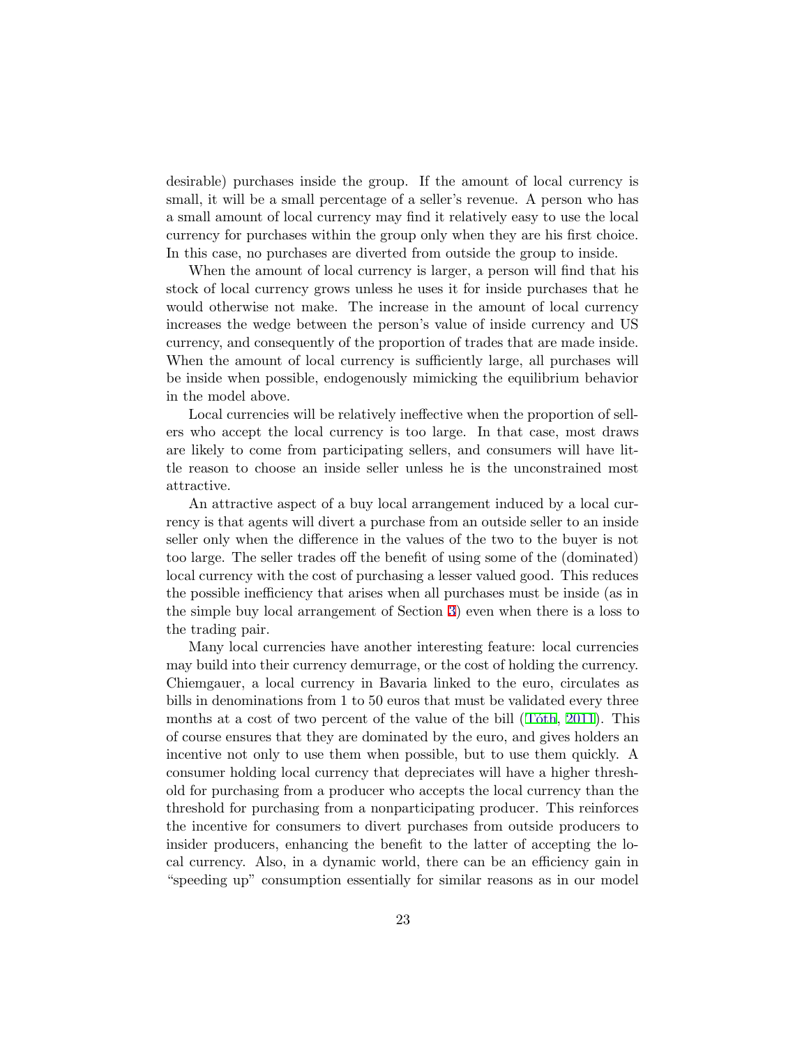desirable) purchases inside the group. If the amount of local currency is small, it will be a small percentage of a seller's revenue. A person who has a small amount of local currency may find it relatively easy to use the local currency for purchases within the group only when they are his first choice. In this case, no purchases are diverted from outside the group to inside.

When the amount of local currency is larger, a person will find that his stock of local currency grows unless he uses it for inside purchases that he would otherwise not make. The increase in the amount of local currency increases the wedge between the person's value of inside currency and US currency, and consequently of the proportion of trades that are made inside. When the amount of local currency is sufficiently large, all purchases will be inside when possible, endogenously mimicking the equilibrium behavior in the model above.

Local currencies will be relatively ineffective when the proportion of sellers who accept the local currency is too large. In that case, most draws are likely to come from participating sellers, and consumers will have little reason to choose an inside seller unless he is the unconstrained most attractive.

An attractive aspect of a buy local arrangement induced by a local currency is that agents will divert a purchase from an outside seller to an inside seller only when the difference in the values of the two to the buyer is not too large. The seller trades off the benefit of using some of the (dominated) local currency with the cost of purchasing a lesser valued good. This reduces the possible inefficiency that arises when all purchases must be inside (as in the simple buy local arrangement of Section 3) even when there is a loss to the trading pair.

Many local currencies have another interesting feature: local currencies may build into their currency demurrage, or the cost of holding the currency. Chiemgauer, a local currency in Bavaria linked to the euro, circulates as bills in denominations from 1 to 50 euros that must be validated every three months at a cost of two percent of the value of the bill (Tóth, 2011). This of course ensures that they are dominated by the euro, and gives holders an incentive not only to use them when possible, but to use them quickly. A consumer holding local currency that depreciates will have a higher threshold for purchasing from a producer who accepts the local currency than the threshold for purchasing from a nonparticipating producer. This reinforces the incentive for consumers to divert purchases from outside producers to insider producers, enhancing the benefit to the latter of accepting the local currency. Also, in a dynamic world, there can be an efficiency gain in "speeding up" consumption essentially for similar reasons as in our model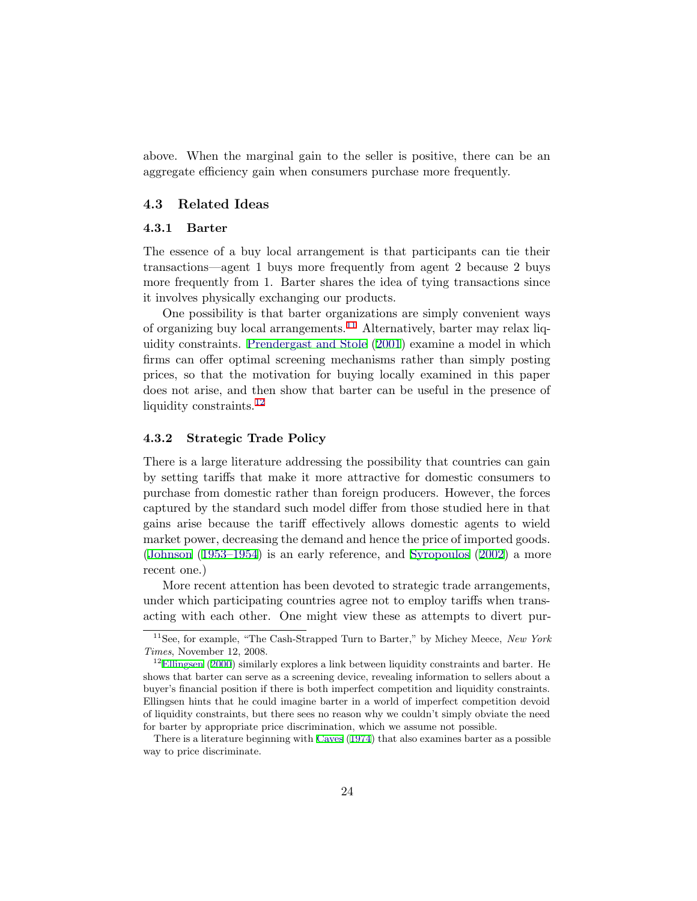above. When the marginal gain to the seller is positive, there can be an aggregate efficiency gain when consumers purchase more frequently.

## 4.3 Related Ideas

### 4.3.1 Barter

The essence of a buy local arrangement is that participants can tie their transactions—agent 1 buys more frequently from agent 2 because 2 buys more frequently from 1. Barter shares the idea of tying transactions since it involves physically exchanging our products.

One possibility is that barter organizations are simply convenient ways of organizing buy local arrangements.[11] Alternatively, barter may relax liquidity constraints. Prendergast and Stole (2001) examine a model in which firms can offer optimal screening mechanisms rather than simply posting prices, so that the motivation for buying locally examined in this paper does not arise, and then show that barter can be useful in the presence of liquidity constraints.[12]

### 4.3.2 Strategic Trade Policy

There is a large literature addressing the possibility that countries can gain by setting tariffs that make it more attractive for domestic consumers to purchase from domestic rather than foreign producers. However, the forces captured by the standard such model differ from those studied here in that gains arise because the tariff effectively allows domestic agents to wield market power, decreasing the demand and hence the price of imported goods. (Johnson (1953–1954) is an early reference, and Syropoulos (2002) a more recent one.)

More recent attention has been devoted to strategic trade arrangements, under which participating countries agree not to employ tariffs when transacting with each other. One might view these as attempts to divert pur-

---

[11] See, for example, "The Cash-Strapped Turn to Barter," by Michey Meece, *New York Times*, November 12, 2008.

[12] Ellingsen (2000) similarly explores a link between liquidity constraints and barter. He shows that barter can serve as a screening device, revealing information to sellers about a buyer's financial position if there is both imperfect competition and liquidity constraints. Ellingsen hints that he could imagine barter in a world of imperfect competition devoid of liquidity constraints, but there sees no reason why we couldn't simply obviate the need for barter by appropriate price discrimination, which we assume not possible.

There is a literature beginning with Caves (1974) that also examines barter as a possible way to price discriminate.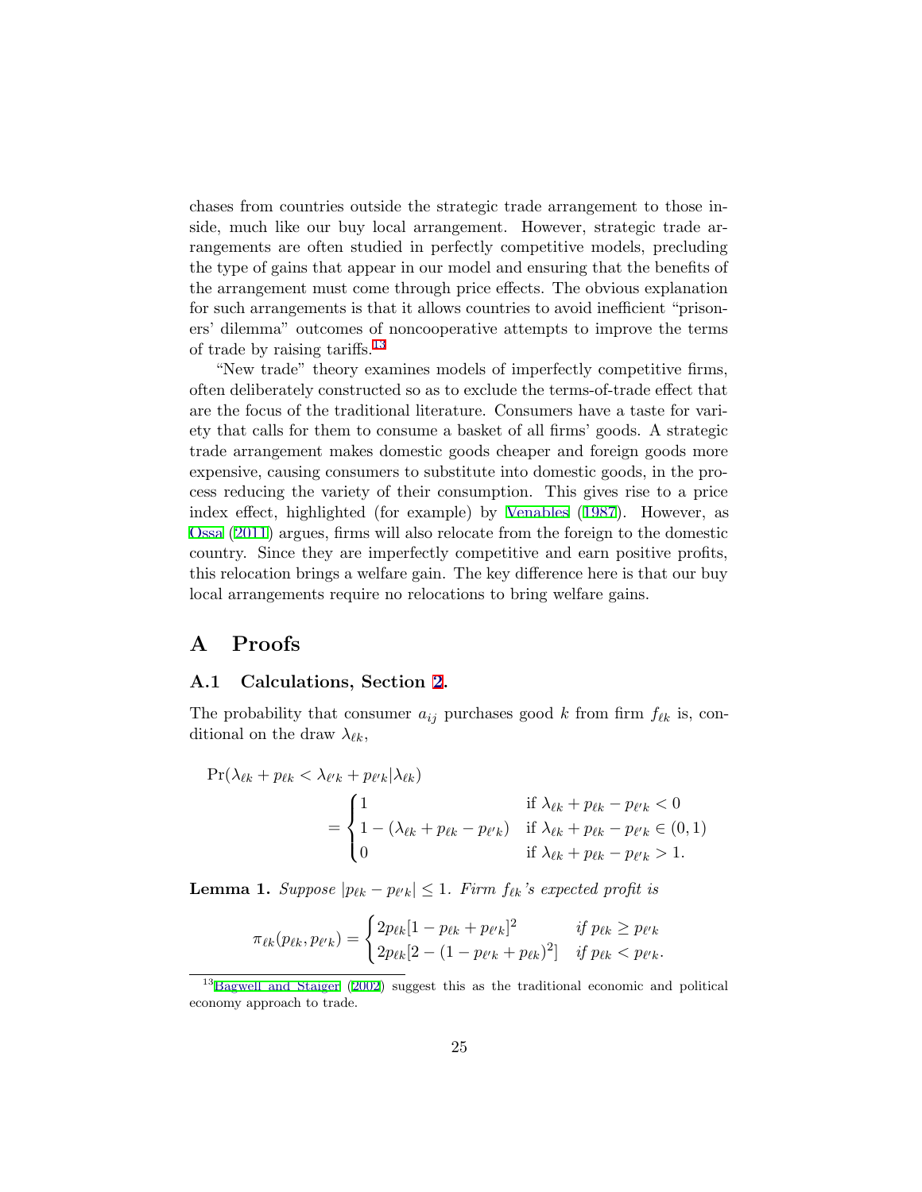chases from countries outside the strategic trade arrangement to those inside, much like our buy local arrangement. However, strategic trade arrangements are often studied in perfectly competitive models, precluding the type of gains that appear in our model and ensuring that the benefits of the arrangement must come through price effects. The obvious explanation for such arrangements is that it allows countries to avoid inefficient "prisoners' dilemma" outcomes of noncooperative attempts to improve the terms of trade by raising tariffs.[13]

"New trade" theory examines models of imperfectly competitive firms, often deliberately constructed so as to exclude the terms-of-trade effect that are the focus of the traditional literature. Consumers have a taste for variety that calls for them to consume a basket of all firms' goods. A strategic trade arrangement makes domestic goods cheaper and foreign goods more expensive, causing consumers to substitute into domestic goods, in the process reducing the variety of their consumption. This gives rise to a price index effect, highlighted (for example) by Venables (1987). However, as Ossa (2011) argues, firms will also relocate from the foreign to the domestic country. Since they are imperfectly competitive and earn positive profits, this relocation brings a welfare gain. The key difference here is that our buy local arrangements require no relocations to bring welfare gains.

# A Proofs

## A.1 Calculations, Section 2.

The probability that consumer $a_{ij}$ purchases good $k$ from firm $f_{\ell k}$ is, conditional on the draw $\lambda_{\ell k}$,

$$
\Pr(\lambda_{\ell k} + p_{\ell k} < \lambda_{\ell' k} + p_{\ell' k} | \lambda_{\ell k}) = \begin{cases} 1 & \text{if } \lambda_{\ell k} + p_{\ell k} - p_{\ell' k} < 0 \\ 1 - (\lambda_{\ell k} + p_{\ell k} - p_{\ell' k}) & \text{if } \lambda_{\ell k} + p_{\ell k} - p_{\ell' k} \in (0,1) \\ 0 & \text{if } \lambda_{\ell k} + p_{\ell k} - p_{\ell' k} > 1. \end{cases}
$$

**Lemma 1.** *Suppose $|p_{\ell k} - p_{\ell' k}| \leq 1$. Firm $f_{\ell k}$'s expected profit is*

$$
\pi_{\ell k}(p_{\ell k}, p_{\ell' k}) = \begin{cases} 2p_{\ell k}[1 - p_{\ell k} + p_{\ell' k}]^2 & \text{if } p_{\ell k} \geq p_{\ell' k} \\ 2p_{\ell k}[2 - (1 - p_{\ell' k} + p_{\ell k})^2] & \text{if } p_{\ell k} < p_{\ell' k}. \end{cases}
$$

[13] Bagwell and Staiger (2002) suggest this as the traditional economic and political economy approach to trade.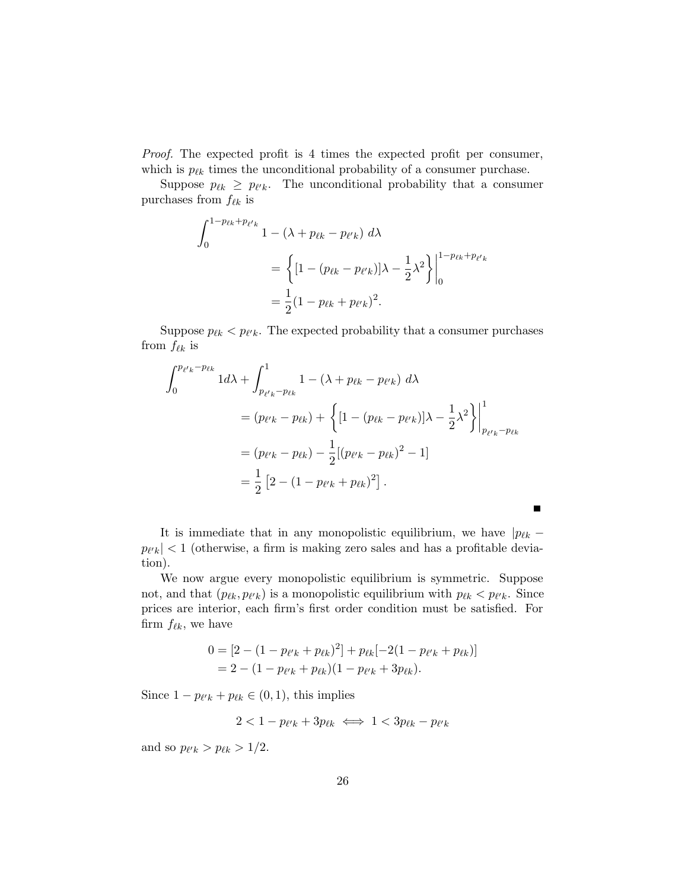*Proof.* The expected profit is 4 times the expected profit per consumer, which is $p_{\ell k}$ times the unconditional probability of a consumer purchase.

Suppose $p_{\ell k} \geq p_{\ell' k}$. The unconditional probability that a consumer purchases from $f_{\ell k}$ is

$$\begin{aligned}
\int_0^{1-p_{\ell k}+p_{\ell' k}} 1 - (\lambda + p_{\ell k} - p_{\ell' k}) \; d\lambda \\
&= \left\{ [1 - (p_{\ell k} - p_{\ell' k})]\lambda - \frac{1}{2}\lambda^2 \right\} \Bigg|_0^{1-p_{\ell k}+p_{\ell' k}} \\
&= \frac{1}{2}(1 - p_{\ell k} + p_{\ell' k})^2.
\end{aligned}$$

Suppose $p_{\ell k} < p_{\ell' k}$. The expected probability that a consumer purchases from $f_{\ell k}$ is

$$\begin{aligned}
\int_0^{p_{\ell' k}-p_{\ell k}} 1 d\lambda + \int_{p_{\ell' k}-p_{\ell k}}^1 1 - (\lambda + p_{\ell k} - p_{\ell' k}) \; d\lambda \\
&= (p_{\ell' k} - p_{\ell k}) + \left\{ [1 - (p_{\ell k} - p_{\ell' k})]\lambda - \frac{1}{2}\lambda^2 \right\} \Bigg|_{p_{\ell' k}-p_{\ell k}}^1 \\
&= (p_{\ell' k} - p_{\ell k}) - \frac{1}{2}[(p_{\ell' k} - p_{\ell k})^2 - 1] \\
&= \frac{1}{2}\left[2 - (1 - p_{\ell' k} + p_{\ell k})^2\right].
\end{aligned}$$

■

It is immediate that in any monopolistic equilibrium, we have $|p_{\ell k} - p_{\ell' k}| < 1$ (otherwise, a firm is making zero sales and has a profitable deviation).

We now argue every monopolistic equilibrium is symmetric. Suppose not, and that $(p_{\ell k}, p_{\ell' k})$ is a monopolistic equilibrium with $p_{\ell k} < p_{\ell' k}$. Since prices are interior, each firm's first order condition must be satisfied. For firm $f_{\ell k}$, we have

$$\begin{aligned}
0 &= [2 - (1 - p_{\ell' k} + p_{\ell k})^2] + p_{\ell k}[-2(1 - p_{\ell' k} + p_{\ell k})] \\
&= 2 - (1 - p_{\ell' k} + p_{\ell k})(1 - p_{\ell' k} + 3p_{\ell k}).
\end{aligned}$$

Since $1 - p_{\ell' k} + p_{\ell k} \in (0, 1)$, this implies

$$2 < 1 - p_{\ell' k} + 3p_{\ell k} \iff 1 < 3p_{\ell k} - p_{\ell' k}$$

and so $p_{\ell' k} > p_{\ell k} > 1/2$.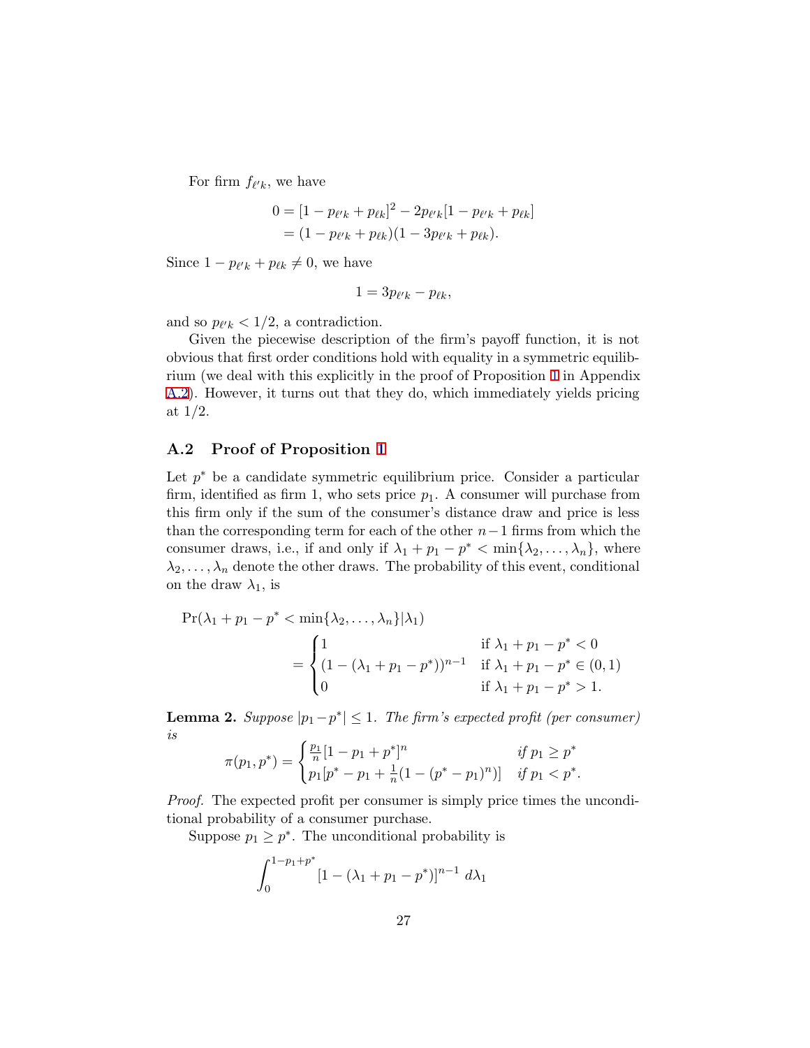For firm $f_{\ell' k}$, we have

$$
\begin{aligned}
0 &= [1 - p_{\ell' k} + p_{\ell k}]^2 - 2p_{\ell' k}[1 - p_{\ell' k} + p_{\ell k}] \\
&= (1 - p_{\ell' k} + p_{\ell k})(1 - 3p_{\ell' k} + p_{\ell k}).
\end{aligned}
$$

Since $1 - p_{\ell' k} + p_{\ell k} \neq 0$, we have

$$
1 = 3p_{\ell' k} - p_{\ell k},
$$

and so $p_{\ell' k} < 1/2$, a contradiction.

Given the piecewise description of the firm's payoff function, it is not obvious that first order conditions hold with equality in a symmetric equilibrium (we deal with this explicitly in the proof of Proposition 1 in Appendix A.2). However, it turns out that they do, which immediately yields pricing at 1/2.

## A.2 Proof of Proposition 1

Let $p^*$ be a candidate symmetric equilibrium price. Consider a particular firm, identified as firm 1, who sets price $p_1$. A consumer will purchase from this firm only if the sum of the consumer's distance draw and price is less than the corresponding term for each of the other $n-1$ firms from which the consumer draws, i.e., if and only if $\lambda_1 + p_1 - p^* < \min\{\lambda_2, \ldots, \lambda_n\}$, where $\lambda_2, \ldots, \lambda_n$ denote the other draws. The probability of this event, conditional on the draw $\lambda_1$, is

$$
\begin{aligned}
&\Pr(\lambda_1 + p_1 - p^* < \min\{\lambda_2, \ldots, \lambda_n\} | \lambda_1) \\
&\qquad = \begin{cases} 1 & \text{if } \lambda_1 + p_1 - p^* < 0 \\ (1 - (\lambda_1 + p_1 - p^*))^{n-1} & \text{if } \lambda_1 + p_1 - p^* \in (0,1) \\ 0 & \text{if } \lambda_1 + p_1 - p^* > 1. \end{cases}
\end{aligned}
$$

**Lemma 2.** *Suppose $|p_1 - p^*| \leq 1$. The firm's expected profit (per consumer) is*

$$
\pi(p_1, p^*) = \begin{cases} \frac{p_1}{n}[1 - p_1 + p^*]^n & \text{if } p_1 \geq p^* \\ p_1[p^* - p_1 + \frac{1}{n}(1 - (p^* - p_1)^n)] & \text{if } p_1 < p^*. \end{cases}
$$

*Proof.* The expected profit per consumer is simply price times the unconditional probability of a consumer purchase.

Suppose $p_1 \geq p^*$. The unconditional probability is

$$
\int_0^{1 - p_1 + p^*} [1 - (\lambda_1 + p_1 - p^*)]^{n-1} \, d\lambda_1
$$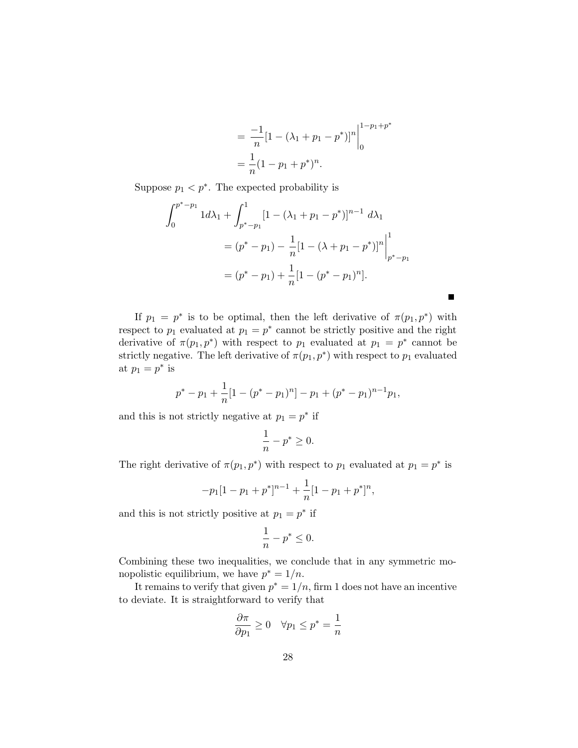$$= \frac{-1}{n}[1-(\lambda_1+p_1-p^*)]^n\Big|_0^{1-p_1+p^*}$$
$$= \frac{1}{n}(1-p_1+p^*)^n.$$

Suppose $p_1 < p^*$. The expected probability is

$$\int_0^{p^*-p_1} 1 d\lambda_1 + \int_{p^*-p_1}^1 [1-(\lambda_1+p_1-p^*)]^{n-1}\, d\lambda_1$$
$$= (p^*-p_1) - \frac{1}{n}[1-(\lambda+p_1-p^*)]^n\Big|_{p^*-p_1}^1$$
$$= (p^*-p_1) + \frac{1}{n}[1-(p^*-p_1)^n].$$

■

If $p_1 = p^*$ is to be optimal, then the left derivative of $\pi(p_1, p^*)$ with respect to $p_1$ evaluated at $p_1 = p^*$ cannot be strictly positive and the right derivative of $\pi(p_1, p^*)$ with respect to $p_1$ evaluated at $p_1 = p^*$ cannot be strictly negative. The left derivative of $\pi(p_1, p^*)$ with respect to $p_1$ evaluated at $p_1 = p^*$ is

$$p^* - p_1 + \frac{1}{n}[1-(p^*-p_1)^n] - p_1 + (p^*-p_1)^{n-1}p_1,$$

and this is not strictly negative at $p_1 = p^*$ if

$$\frac{1}{n} - p^* \geq 0.$$

The right derivative of $\pi(p_1, p^*)$ with respect to $p_1$ evaluated at $p_1 = p^*$ is

$$-p_1[1-p_1+p^*]^{n-1} + \frac{1}{n}[1-p_1+p^*]^n,$$

and this is not strictly positive at $p_1 = p^*$ if

$$\frac{1}{n} - p^* \leq 0.$$

Combining these two inequalities, we conclude that in any symmetric monopolistic equilibrium, we have $p^* = 1/n$.

It remains to verify that given $p^* = 1/n$, firm 1 does not have an incentive to deviate. It is straightforward to verify that

$$\frac{\partial \pi}{\partial p_1} \geq 0 \quad \forall p_1 \leq p^* = \frac{1}{n}$$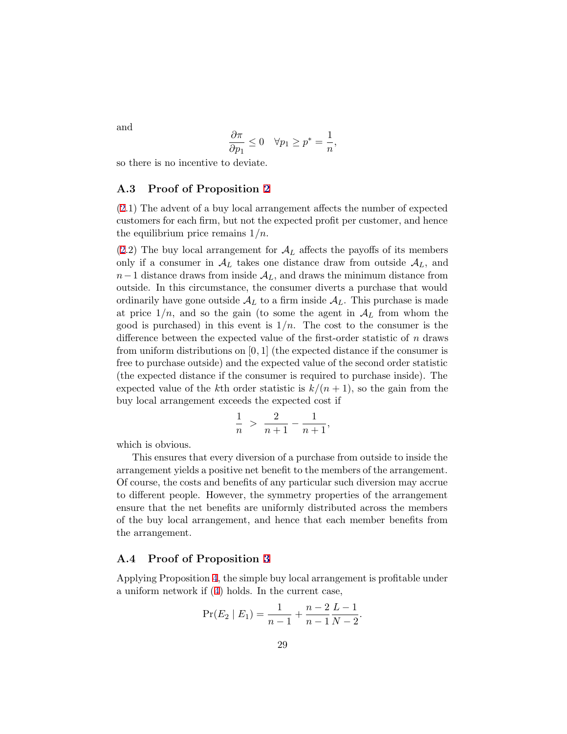and

$$\frac{\partial \pi}{\partial p_1} \leq 0 \quad \forall p_1 \geq p^* = \frac{1}{n},$$

so there is no incentive to deviate.

### A.3 Proof of Proposition 2

(2.1) The advent of a buy local arrangement affects the number of expected customers for each firm, but not the expected profit per customer, and hence the equilibrium price remains $1/n$.

(2.2) The buy local arrangement for $\mathcal{A}_L$ affects the payoffs of its members only if a consumer in $\mathcal{A}_L$ takes one distance draw from outside $\mathcal{A}_L$, and $n-1$ distance draws from inside $\mathcal{A}_L$, and draws the minimum distance from outside. In this circumstance, the consumer diverts a purchase that would ordinarily have gone outside $\mathcal{A}_L$ to a firm inside $\mathcal{A}_L$. This purchase is made at price $1/n$, and so the gain (to some the agent in $\mathcal{A}_L$ from whom the good is purchased) in this event is $1/n$. The cost to the consumer is the difference between the expected value of the first-order statistic of $n$ draws from uniform distributions on $[0, 1]$ (the expected distance if the consumer is free to purchase outside) and the expected value of the second order statistic (the expected distance if the consumer is required to purchase inside). The expected value of the $k$th order statistic is $k/(n + 1)$, so the gain from the buy local arrangement exceeds the expected cost if

$$\frac{1}{n} \;>\; \frac{2}{n+1} - \frac{1}{n+1},$$

which is obvious.

This ensures that every diversion of a purchase from outside to inside the arrangement yields a positive net benefit to the members of the arrangement. Of course, the costs and benefits of any particular such diversion may accrue to different people. However, the symmetry properties of the arrangement ensure that the net benefits are uniformly distributed across the members of the buy local arrangement, and hence that each member benefits from the arrangement.

### A.4 Proof of Proposition 3

Applying Proposition 4, the simple buy local arrangement is profitable under a uniform network if (4) holds. In the current case,

$$\Pr(E_2 \mid E_1) = \frac{1}{n-1} + \frac{n-2}{n-1}\frac{L-1}{N-2}.$$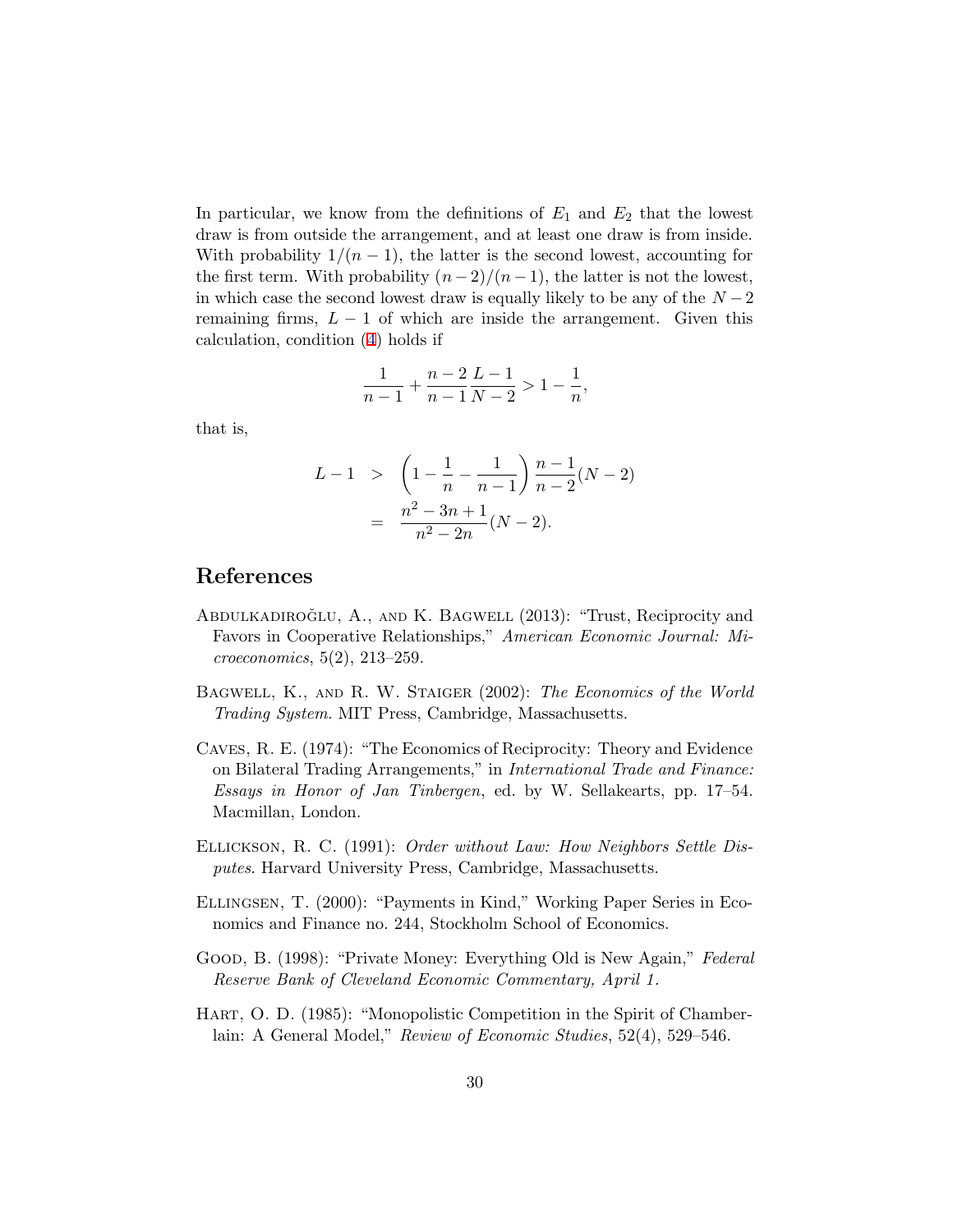In particular, we know from the definitions of $E_1$ and $E_2$ that the lowest draw is from outside the arrangement, and at least one draw is from inside. With probability $1/(n-1)$, the latter is the second lowest, accounting for the first term. With probability $(n-2)/(n-1)$, the latter is not the lowest, in which case the second lowest draw is equally likely to be any of the $N-2$ remaining firms, $L-1$ of which are inside the arrangement. Given this calculation, condition (4) holds if

$$\frac{1}{n-1} + \frac{n-2}{n-1}\frac{L-1}{N-2} > 1 - \frac{1}{n},$$

that is,

$$\begin{aligned} L - 1 &> \left(1 - \frac{1}{n} - \frac{1}{n-1}\right)\frac{n-1}{n-2}(N-2) \\ &= \frac{n^2 - 3n + 1}{n^2 - 2n}(N-2). \end{aligned}$$

# References

Abdulkadiroğlu, A., and K. Bagwell (2013): "Trust, Reciprocity and Favors in Cooperative Relationships," *American Economic Journal: Microeconomics*, 5(2), 213–259.

Bagwell, K., and R. W. Staiger (2002): *The Economics of the World Trading System*. MIT Press, Cambridge, Massachusetts.

Caves, R. E. (1974): "The Economics of Reciprocity: Theory and Evidence on Bilateral Trading Arrangements," in *International Trade and Finance: Essays in Honor of Jan Tinbergen*, ed. by W. Sellakearts, pp. 17–54. Macmillan, London.

Ellickson, R. C. (1991): *Order without Law: How Neighbors Settle Disputes*. Harvard University Press, Cambridge, Massachusetts.

Ellingsen, T. (2000): "Payments in Kind," Working Paper Series in Economics and Finance no. 244, Stockholm School of Economics.

Good, B. (1998): "Private Money: Everything Old is New Again," *Federal Reserve Bank of Cleveland Economic Commentary, April 1*.

Hart, O. D. (1985): "Monopolistic Competition in the Spirit of Chamberlain: A General Model," *Review of Economic Studies*, 52(4), 529–546.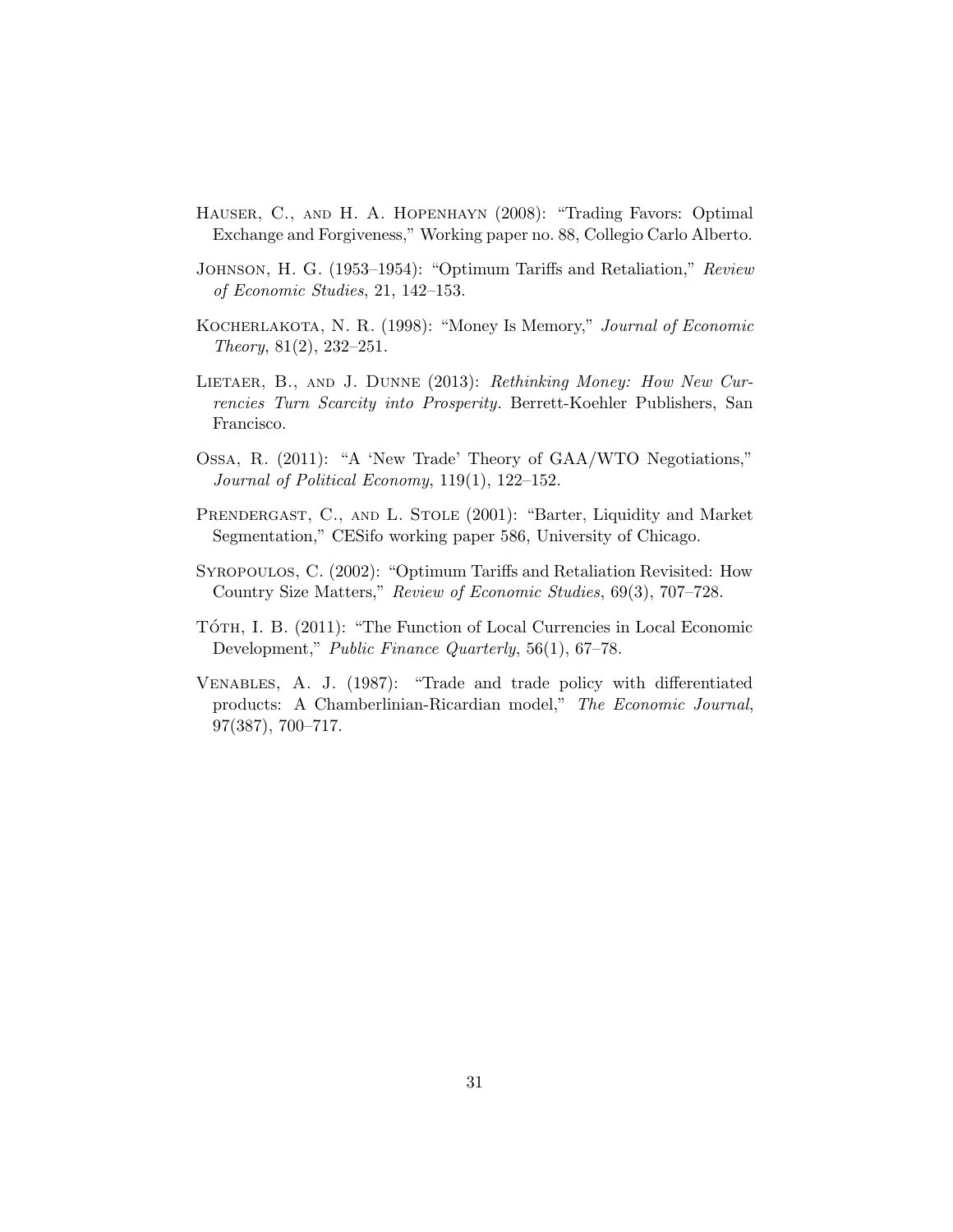Hauser, C., and H. A. Hopenhayn (2008): "Trading Favors: Optimal Exchange and Forgiveness," Working paper no. 88, Collegio Carlo Alberto.

Johnson, H. G. (1953–1954): "Optimum Tariffs and Retaliation," *Review of Economic Studies*, 21, 142–153.

Kocherlakota, N. R. (1998): "Money Is Memory," *Journal of Economic Theory*, 81(2), 232–251.

Lietaer, B., and J. Dunne (2013): *Rethinking Money: How New Currencies Turn Scarcity into Prosperity*. Berrett-Koehler Publishers, San Francisco.

Ossa, R. (2011): "A 'New Trade' Theory of GAA/WTO Negotiations," *Journal of Political Economy*, 119(1), 122–152.

Prendergast, C., and L. Stole (2001): "Barter, Liquidity and Market Segmentation," CESifo working paper 586, University of Chicago.

Syropoulos, C. (2002): "Optimum Tariffs and Retaliation Revisited: How Country Size Matters," *Review of Economic Studies*, 69(3), 707–728.

Tóth, I. B. (2011): "The Function of Local Currencies in Local Economic Development," *Public Finance Quarterly*, 56(1), 67–78.

Venables, A. J. (1987): "Trade and trade policy with differentiated products: A Chamberlinian-Ricardian model," *The Economic Journal*, 97(387), 700–717.